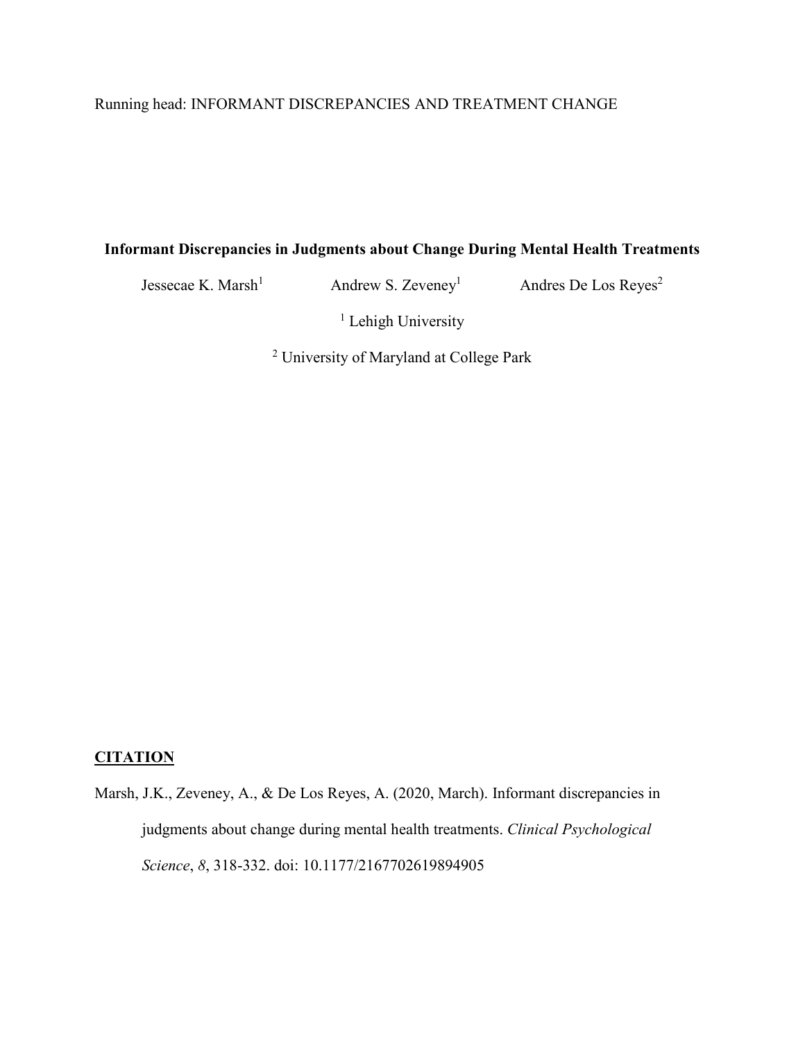# Informant Discrepancies in Judgments about Change During Mental Health Treatments

Jessecae K. Marsh[1] Andrew S. Zeveney[1] Andres De Los Reyes[2]

[1] Lehigh University

[2] University of Maryland at College Park

## CITATION

Marsh, J.K., Zeveney, A., & De Los Reyes, A. (2020, March). Informant discrepancies in judgments about change during mental health treatments. *Clinical Psychological Science*, *8*, 318-332. doi: 10.1177/2167702619894905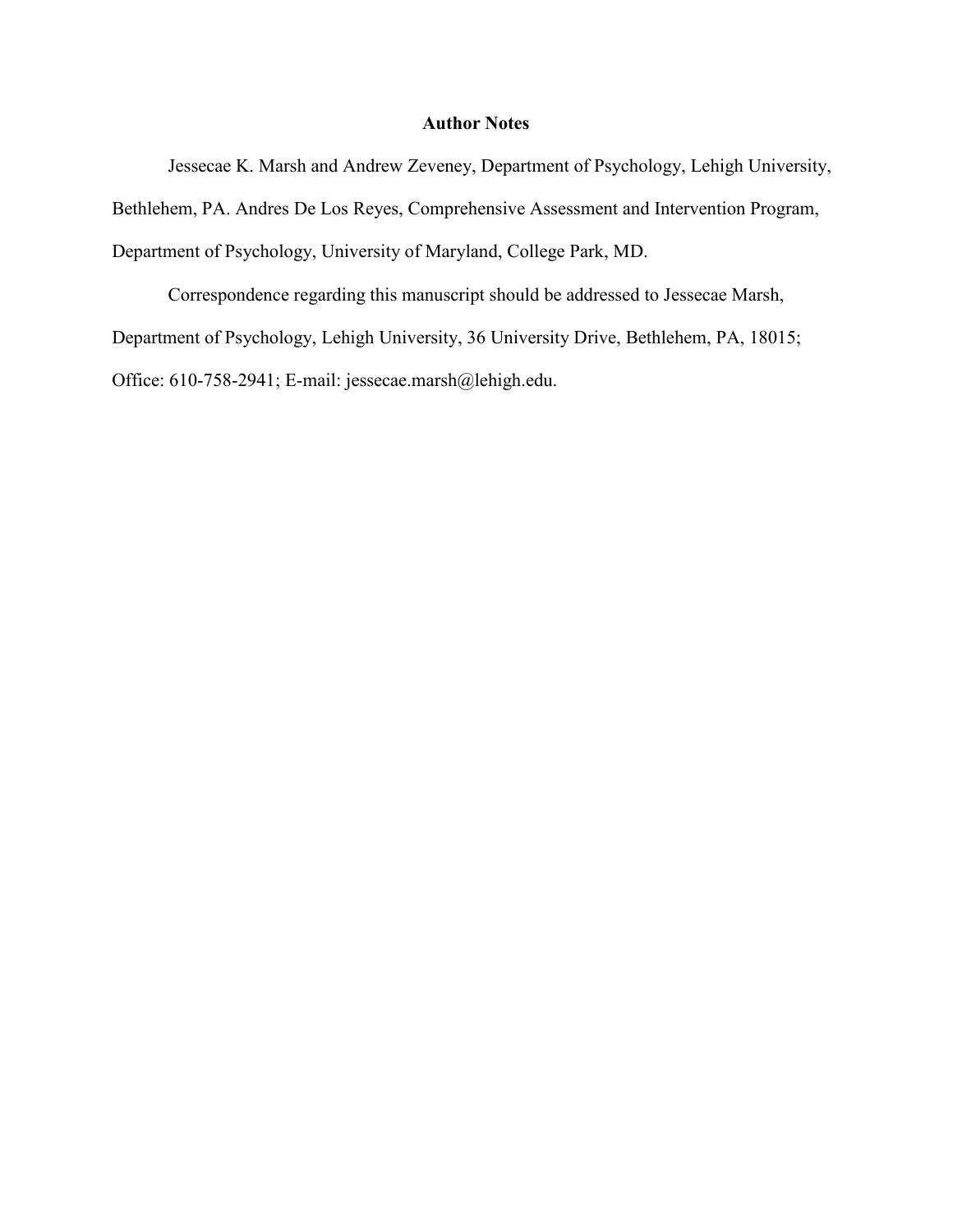## Author Notes

Jessecae K. Marsh and Andrew Zeveney, Department of Psychology, Lehigh University, Bethlehem, PA. Andres De Los Reyes, Comprehensive Assessment and Intervention Program, Department of Psychology, University of Maryland, College Park, MD.

Correspondence regarding this manuscript should be addressed to Jessecae Marsh, Department of Psychology, Lehigh University, 36 University Drive, Bethlehem, PA, 18015; Office: 610-758-2941; E-mail: jessecae.marsh@lehigh.edu.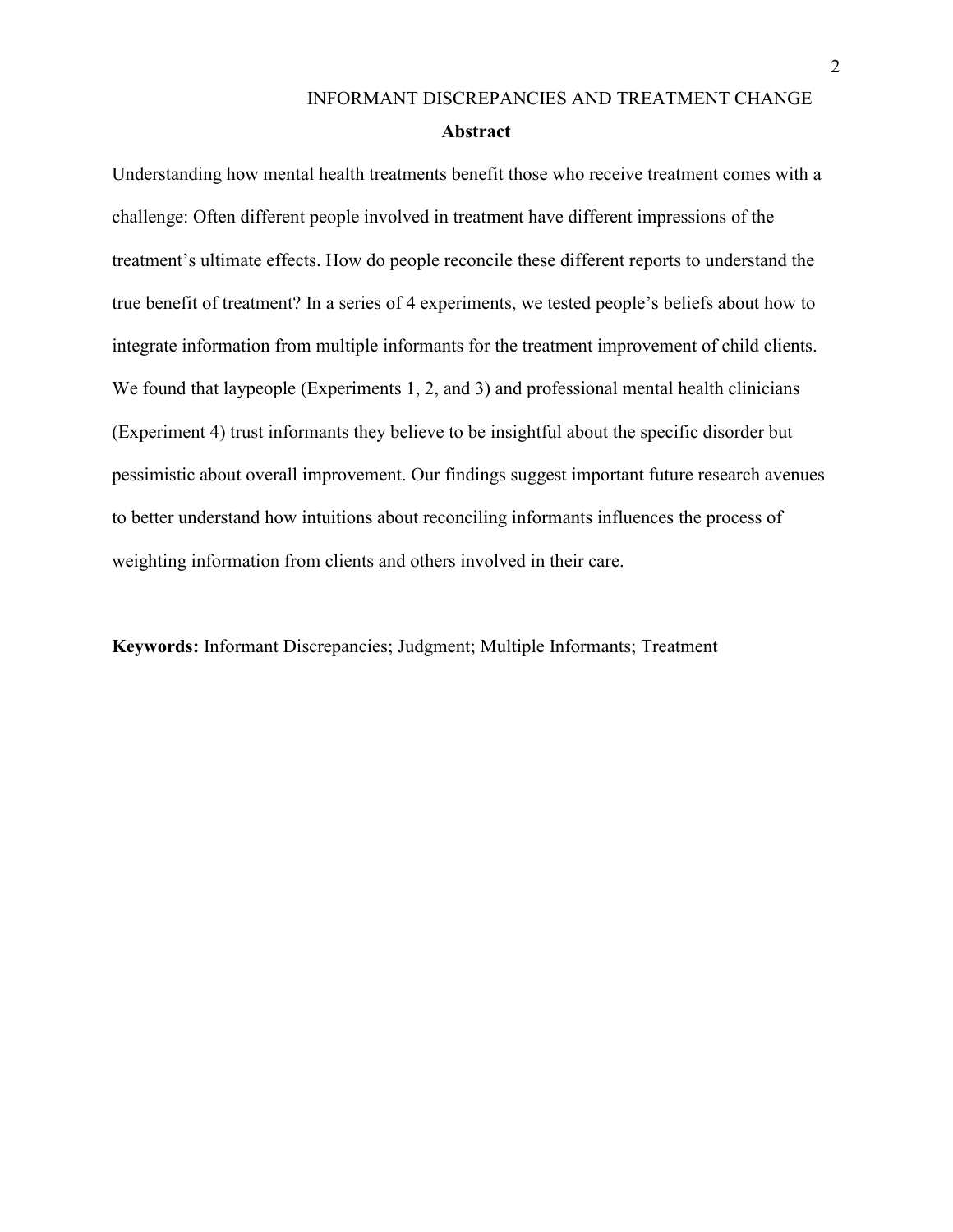## Abstract

Understanding how mental health treatments benefit those who receive treatment comes with a challenge: Often different people involved in treatment have different impressions of the treatment's ultimate effects. How do people reconcile these different reports to understand the true benefit of treatment? In a series of 4 experiments, we tested people's beliefs about how to integrate information from multiple informants for the treatment improvement of child clients. We found that laypeople (Experiments 1, 2, and 3) and professional mental health clinicians (Experiment 4) trust informants they believe to be insightful about the specific disorder but pessimistic about overall improvement. Our findings suggest important future research avenues to better understand how intuitions about reconciling informants influences the process of weighting information from clients and others involved in their care.

**Keywords:** Informant Discrepancies; Judgment; Multiple Informants; Treatment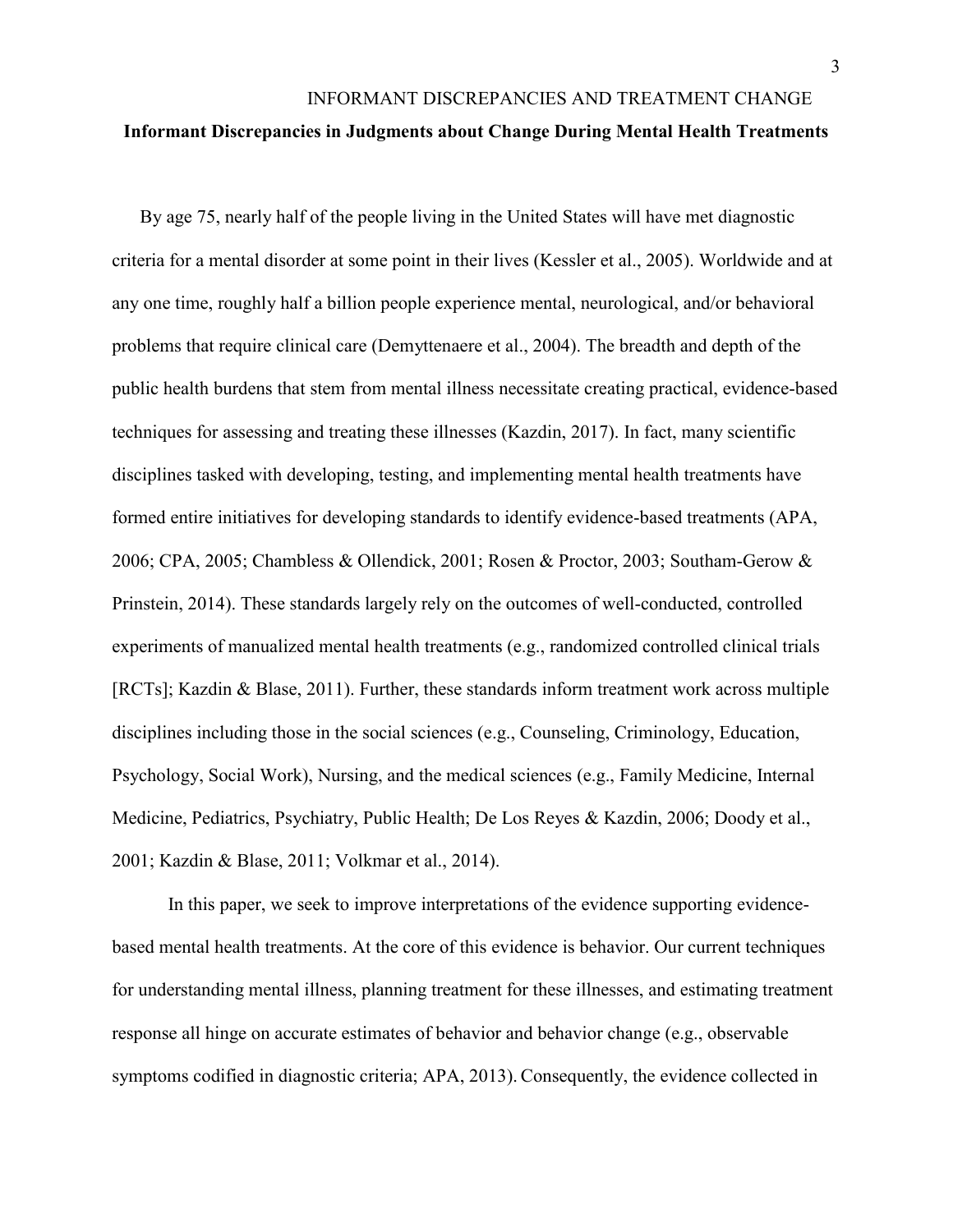## Informant Discrepancies in Judgments about Change During Mental Health Treatments

By age 75, nearly half of the people living in the United States will have met diagnostic criteria for a mental disorder at some point in their lives (Kessler et al., 2005). Worldwide and at any one time, roughly half a billion people experience mental, neurological, and/or behavioral problems that require clinical care (Demyttenaere et al., 2004). The breadth and depth of the public health burdens that stem from mental illness necessitate creating practical, evidence-based techniques for assessing and treating these illnesses (Kazdin, 2017). In fact, many scientific disciplines tasked with developing, testing, and implementing mental health treatments have formed entire initiatives for developing standards to identify evidence-based treatments (APA, 2006; CPA, 2005; Chambless & Ollendick, 2001; Rosen & Proctor, 2003; Southam-Gerow & Prinstein, 2014). These standards largely rely on the outcomes of well-conducted, controlled experiments of manualized mental health treatments (e.g., randomized controlled clinical trials [RCTs]; Kazdin & Blase, 2011). Further, these standards inform treatment work across multiple disciplines including those in the social sciences (e.g., Counseling, Criminology, Education, Psychology, Social Work), Nursing, and the medical sciences (e.g., Family Medicine, Internal Medicine, Pediatrics, Psychiatry, Public Health; De Los Reyes & Kazdin, 2006; Doody et al., 2001; Kazdin & Blase, 2011; Volkmar et al., 2014).

In this paper, we seek to improve interpretations of the evidence supporting evidence-based mental health treatments. At the core of this evidence is behavior. Our current techniques for understanding mental illness, planning treatment for these illnesses, and estimating treatment response all hinge on accurate estimates of behavior and behavior change (e.g., observable symptoms codified in diagnostic criteria; APA, 2013). Consequently, the evidence collected in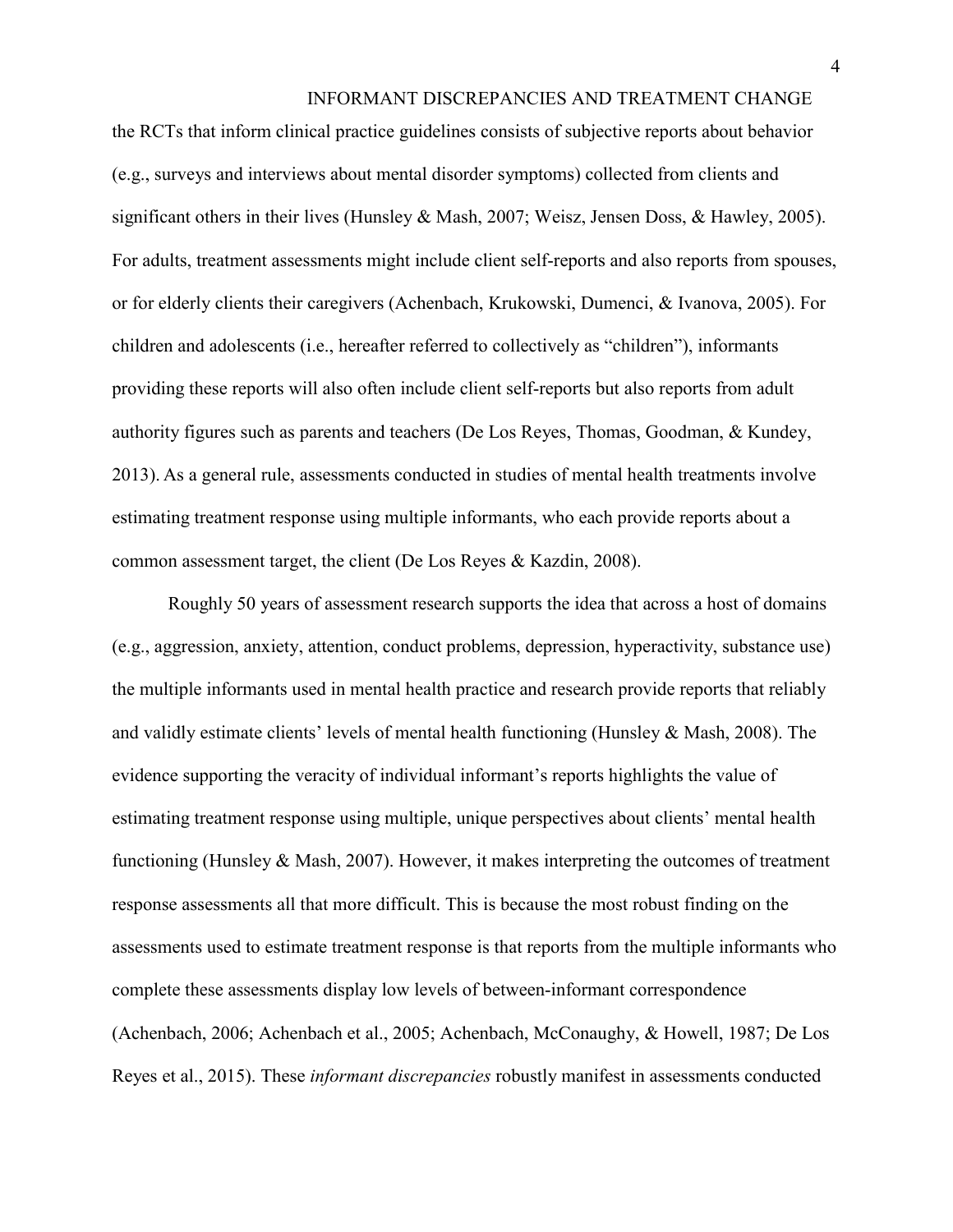the RCTs that inform clinical practice guidelines consists of subjective reports about behavior (e.g., surveys and interviews about mental disorder symptoms) collected from clients and significant others in their lives (Hunsley & Mash, 2007; Weisz, Jensen Doss, & Hawley, 2005). For adults, treatment assessments might include client self-reports and also reports from spouses, or for elderly clients their caregivers (Achenbach, Krukowski, Dumenci, & Ivanova, 2005). For children and adolescents (i.e., hereafter referred to collectively as "children"), informants providing these reports will also often include client self-reports but also reports from adult authority figures such as parents and teachers (De Los Reyes, Thomas, Goodman, & Kundey, 2013). As a general rule, assessments conducted in studies of mental health treatments involve estimating treatment response using multiple informants, who each provide reports about a common assessment target, the client (De Los Reyes & Kazdin, 2008).

Roughly 50 years of assessment research supports the idea that across a host of domains (e.g., aggression, anxiety, attention, conduct problems, depression, hyperactivity, substance use) the multiple informants used in mental health practice and research provide reports that reliably and validly estimate clients' levels of mental health functioning (Hunsley & Mash, 2008). The evidence supporting the veracity of individual informant's reports highlights the value of estimating treatment response using multiple, unique perspectives about clients' mental health functioning (Hunsley & Mash, 2007). However, it makes interpreting the outcomes of treatment response assessments all that more difficult. This is because the most robust finding on the assessments used to estimate treatment response is that reports from the multiple informants who complete these assessments display low levels of between-informant correspondence (Achenbach, 2006; Achenbach et al., 2005; Achenbach, McConaughy, & Howell, 1987; De Los Reyes et al., 2015). These *informant discrepancies* robustly manifest in assessments conducted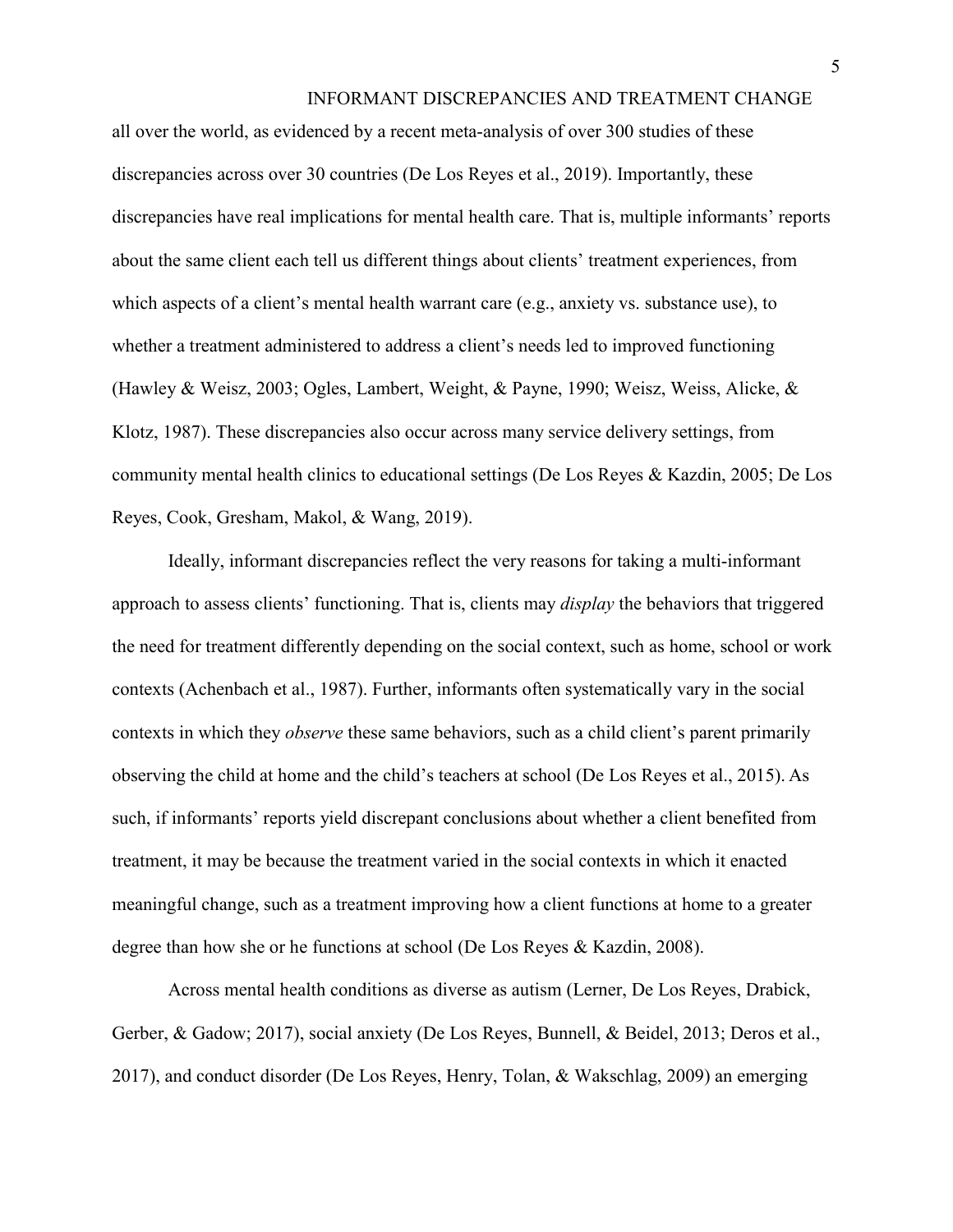all over the world, as evidenced by a recent meta-analysis of over 300 studies of these discrepancies across over 30 countries (De Los Reyes et al., 2019). Importantly, these discrepancies have real implications for mental health care. That is, multiple informants' reports about the same client each tell us different things about clients' treatment experiences, from which aspects of a client's mental health warrant care (e.g., anxiety vs. substance use), to whether a treatment administered to address a client's needs led to improved functioning (Hawley & Weisz, 2003; Ogles, Lambert, Weight, & Payne, 1990; Weisz, Weiss, Alicke, & Klotz, 1987). These discrepancies also occur across many service delivery settings, from community mental health clinics to educational settings (De Los Reyes & Kazdin, 2005; De Los Reyes, Cook, Gresham, Makol, & Wang, 2019).

Ideally, informant discrepancies reflect the very reasons for taking a multi-informant approach to assess clients' functioning. That is, clients may *display* the behaviors that triggered the need for treatment differently depending on the social context, such as home, school or work contexts (Achenbach et al., 1987). Further, informants often systematically vary in the social contexts in which they *observe* these same behaviors, such as a child client's parent primarily observing the child at home and the child's teachers at school (De Los Reyes et al., 2015). As such, if informants' reports yield discrepant conclusions about whether a client benefited from treatment, it may be because the treatment varied in the social contexts in which it enacted meaningful change, such as a treatment improving how a client functions at home to a greater degree than how she or he functions at school (De Los Reyes & Kazdin, 2008).

Across mental health conditions as diverse as autism (Lerner, De Los Reyes, Drabick, Gerber, & Gadow; 2017), social anxiety (De Los Reyes, Bunnell, & Beidel, 2013; Deros et al., 2017), and conduct disorder (De Los Reyes, Henry, Tolan, & Wakschlag, 2009) an emerging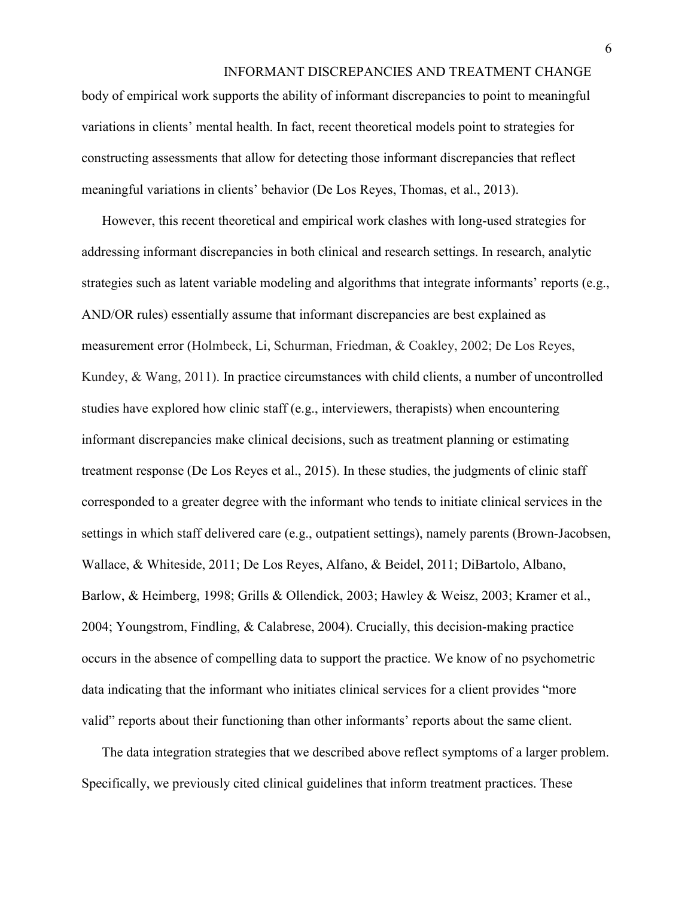body of empirical work supports the ability of informant discrepancies to point to meaningful variations in clients' mental health. In fact, recent theoretical models point to strategies for constructing assessments that allow for detecting those informant discrepancies that reflect meaningful variations in clients' behavior (De Los Reyes, Thomas, et al., 2013).

However, this recent theoretical and empirical work clashes with long-used strategies for addressing informant discrepancies in both clinical and research settings. In research, analytic strategies such as latent variable modeling and algorithms that integrate informants' reports (e.g., AND/OR rules) essentially assume that informant discrepancies are best explained as measurement error (Holmbeck, Li, Schurman, Friedman, & Coakley, 2002; De Los Reyes, Kundey, & Wang, 2011). In practice circumstances with child clients, a number of uncontrolled studies have explored how clinic staff (e.g., interviewers, therapists) when encountering informant discrepancies make clinical decisions, such as treatment planning or estimating treatment response (De Los Reyes et al., 2015). In these studies, the judgments of clinic staff corresponded to a greater degree with the informant who tends to initiate clinical services in the settings in which staff delivered care (e.g., outpatient settings), namely parents (Brown-Jacobsen, Wallace, & Whiteside, 2011; De Los Reyes, Alfano, & Beidel, 2011; DiBartolo, Albano, Barlow, & Heimberg, 1998; Grills & Ollendick, 2003; Hawley & Weisz, 2003; Kramer et al., 2004; Youngstrom, Findling, & Calabrese, 2004). Crucially, this decision-making practice occurs in the absence of compelling data to support the practice. We know of no psychometric data indicating that the informant who initiates clinical services for a client provides "more valid" reports about their functioning than other informants' reports about the same client.

The data integration strategies that we described above reflect symptoms of a larger problem. Specifically, we previously cited clinical guidelines that inform treatment practices. These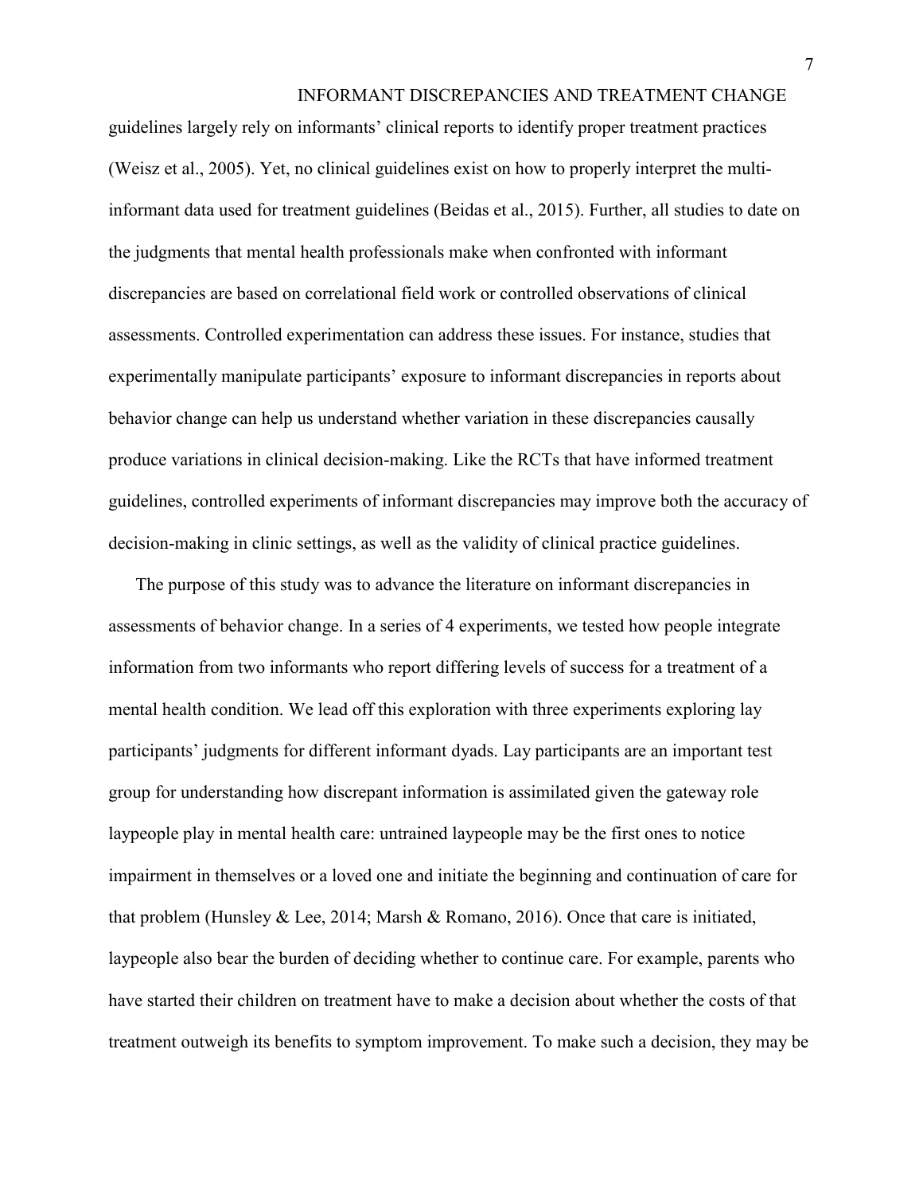guidelines largely rely on informants' clinical reports to identify proper treatment practices (Weisz et al., 2005). Yet, no clinical guidelines exist on how to properly interpret the multi-informant data used for treatment guidelines (Beidas et al., 2015). Further, all studies to date on the judgments that mental health professionals make when confronted with informant discrepancies are based on correlational field work or controlled observations of clinical assessments. Controlled experimentation can address these issues. For instance, studies that experimentally manipulate participants' exposure to informant discrepancies in reports about behavior change can help us understand whether variation in these discrepancies causally produce variations in clinical decision-making. Like the RCTs that have informed treatment guidelines, controlled experiments of informant discrepancies may improve both the accuracy of decision-making in clinic settings, as well as the validity of clinical practice guidelines.

The purpose of this study was to advance the literature on informant discrepancies in assessments of behavior change. In a series of 4 experiments, we tested how people integrate information from two informants who report differing levels of success for a treatment of a mental health condition. We lead off this exploration with three experiments exploring lay participants' judgments for different informant dyads. Lay participants are an important test group for understanding how discrepant information is assimilated given the gateway role laypeople play in mental health care: untrained laypeople may be the first ones to notice impairment in themselves or a loved one and initiate the beginning and continuation of care for that problem (Hunsley & Lee, 2014; Marsh & Romano, 2016). Once that care is initiated, laypeople also bear the burden of deciding whether to continue care. For example, parents who have started their children on treatment have to make a decision about whether the costs of that treatment outweigh its benefits to symptom improvement. To make such a decision, they may be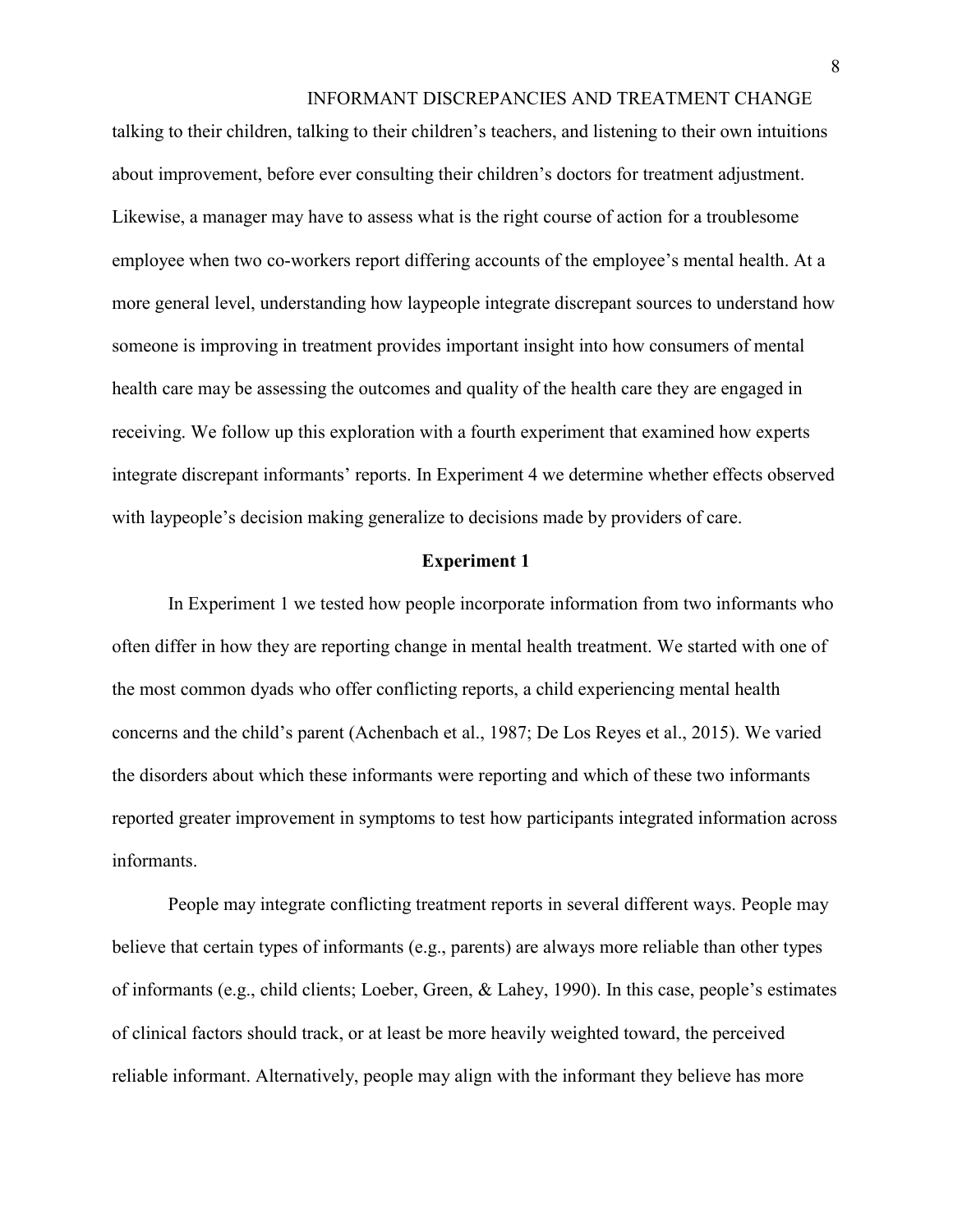talking to their children, talking to their children's teachers, and listening to their own intuitions about improvement, before ever consulting their children's doctors for treatment adjustment. Likewise, a manager may have to assess what is the right course of action for a troublesome employee when two co-workers report differing accounts of the employee's mental health. At a more general level, understanding how laypeople integrate discrepant sources to understand how someone is improving in treatment provides important insight into how consumers of mental health care may be assessing the outcomes and quality of the health care they are engaged in receiving. We follow up this exploration with a fourth experiment that examined how experts integrate discrepant informants' reports. In Experiment 4 we determine whether effects observed with laypeople's decision making generalize to decisions made by providers of care.

## Experiment 1

In Experiment 1 we tested how people incorporate information from two informants who often differ in how they are reporting change in mental health treatment. We started with one of the most common dyads who offer conflicting reports, a child experiencing mental health concerns and the child's parent (Achenbach et al., 1987; De Los Reyes et al., 2015). We varied the disorders about which these informants were reporting and which of these two informants reported greater improvement in symptoms to test how participants integrated information across informants.

People may integrate conflicting treatment reports in several different ways. People may believe that certain types of informants (e.g., parents) are always more reliable than other types of informants (e.g., child clients; Loeber, Green, & Lahey, 1990). In this case, people's estimates of clinical factors should track, or at least be more heavily weighted toward, the perceived reliable informant. Alternatively, people may align with the informant they believe has more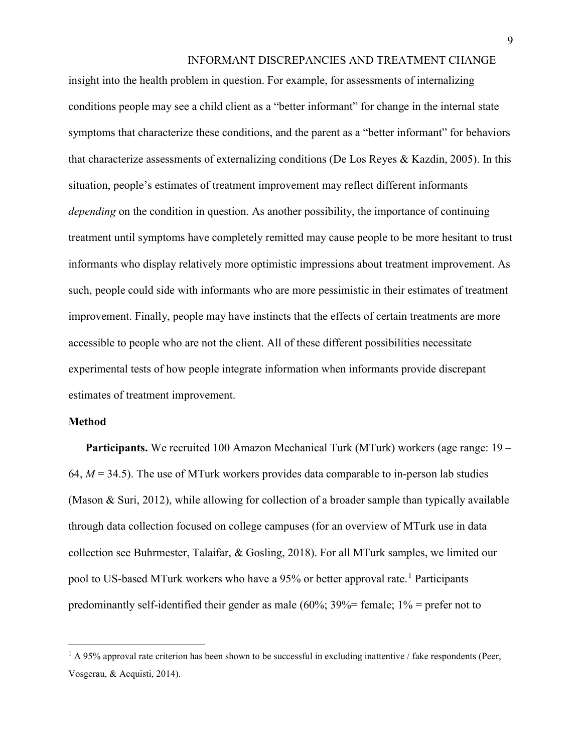insight into the health problem in question. For example, for assessments of internalizing conditions people may see a child client as a "better informant" for change in the internal state symptoms that characterize these conditions, and the parent as a "better informant" for behaviors that characterize assessments of externalizing conditions (De Los Reyes & Kazdin, 2005). In this situation, people's estimates of treatment improvement may reflect different informants *depending* on the condition in question. As another possibility, the importance of continuing treatment until symptoms have completely remitted may cause people to be more hesitant to trust informants who display relatively more optimistic impressions about treatment improvement. As such, people could side with informants who are more pessimistic in their estimates of treatment improvement. Finally, people may have instincts that the effects of certain treatments are more accessible to people who are not the client. All of these different possibilities necessitate experimental tests of how people integrate information when informants provide discrepant estimates of treatment improvement.

## Method

**Participants.** We recruited 100 Amazon Mechanical Turk (MTurk) workers (age range: 19 – 64, $M = 34.5$). The use of MTurk workers provides data comparable to in-person lab studies (Mason & Suri, 2012), while allowing for collection of a broader sample than typically available through data collection focused on college campuses (for an overview of MTurk use in data collection see Buhrmester, Talaifar, & Gosling, 2018). For all MTurk samples, we limited our pool to US-based MTurk workers who have a 95% or better approval rate.[1] Participants predominantly self-identified their gender as male (60%; 39%= female; 1% = prefer not to

[1] A 95% approval rate criterion has been shown to be successful in excluding inattentive / fake respondents (Peer, Vosgerau, & Acquisti, 2014).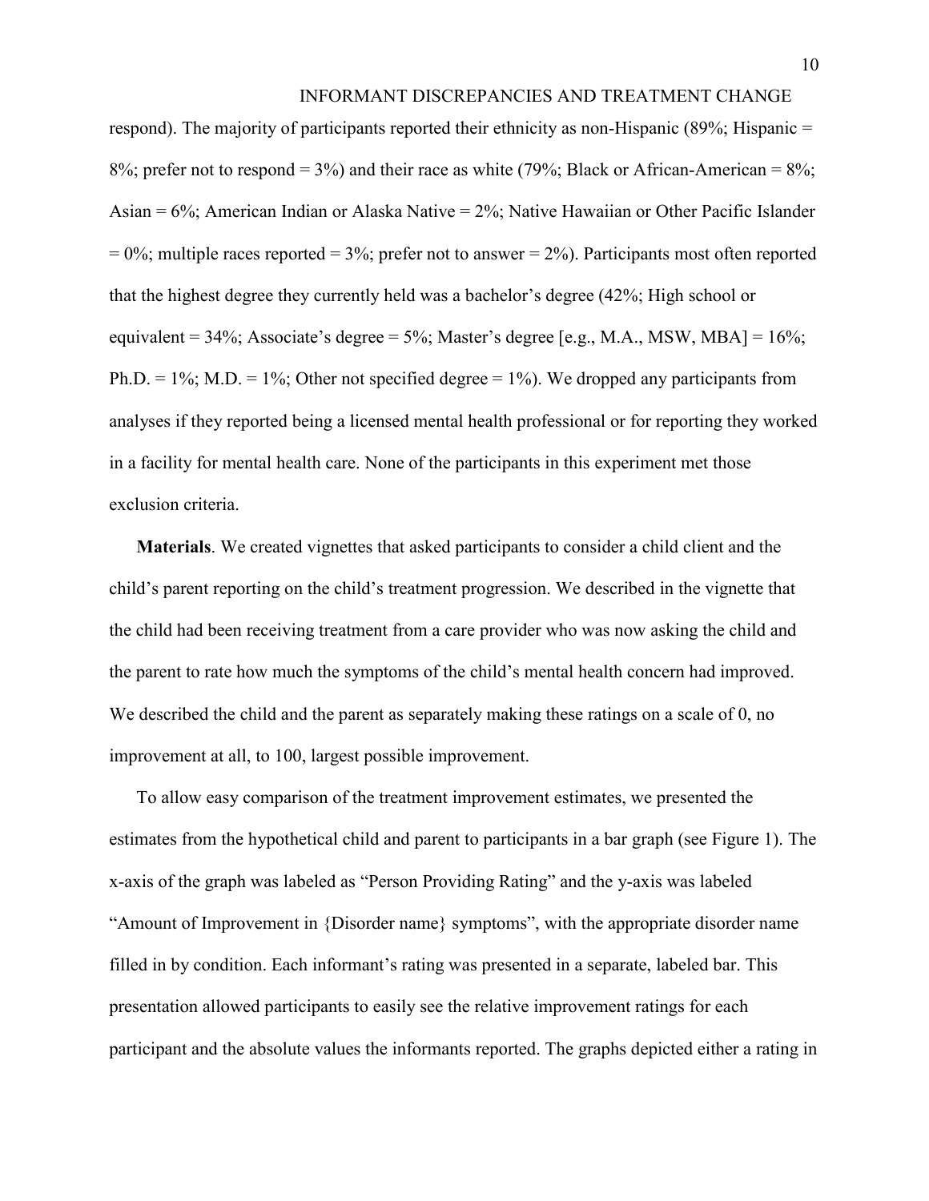respond). The majority of participants reported their ethnicity as non-Hispanic (89%; Hispanic = 8%; prefer not to respond = 3%) and their race as white (79%; Black or African-American = 8%; Asian = 6%; American Indian or Alaska Native = 2%; Native Hawaiian or Other Pacific Islander = 0%; multiple races reported = 3%; prefer not to answer = 2%). Participants most often reported that the highest degree they currently held was a bachelor's degree (42%; High school or equivalent = 34%; Associate's degree = 5%; Master's degree [e.g., M.A., MSW, MBA] = 16%; Ph.D. = 1%; M.D. = 1%; Other not specified degree = 1%). We dropped any participants from analyses if they reported being a licensed mental health professional or for reporting they worked in a facility for mental health care. None of the participants in this experiment met those exclusion criteria.

**Materials**. We created vignettes that asked participants to consider a child client and the child's parent reporting on the child's treatment progression. We described in the vignette that the child had been receiving treatment from a care provider who was now asking the child and the parent to rate how much the symptoms of the child's mental health concern had improved. We described the child and the parent as separately making these ratings on a scale of 0, no improvement at all, to 100, largest possible improvement.

To allow easy comparison of the treatment improvement estimates, we presented the estimates from the hypothetical child and parent to participants in a bar graph (see Figure 1). The x-axis of the graph was labeled as "Person Providing Rating" and the y-axis was labeled "Amount of Improvement in {Disorder name} symptoms", with the appropriate disorder name filled in by condition. Each informant's rating was presented in a separate, labeled bar. This presentation allowed participants to easily see the relative improvement ratings for each participant and the absolute values the informants reported. The graphs depicted either a rating in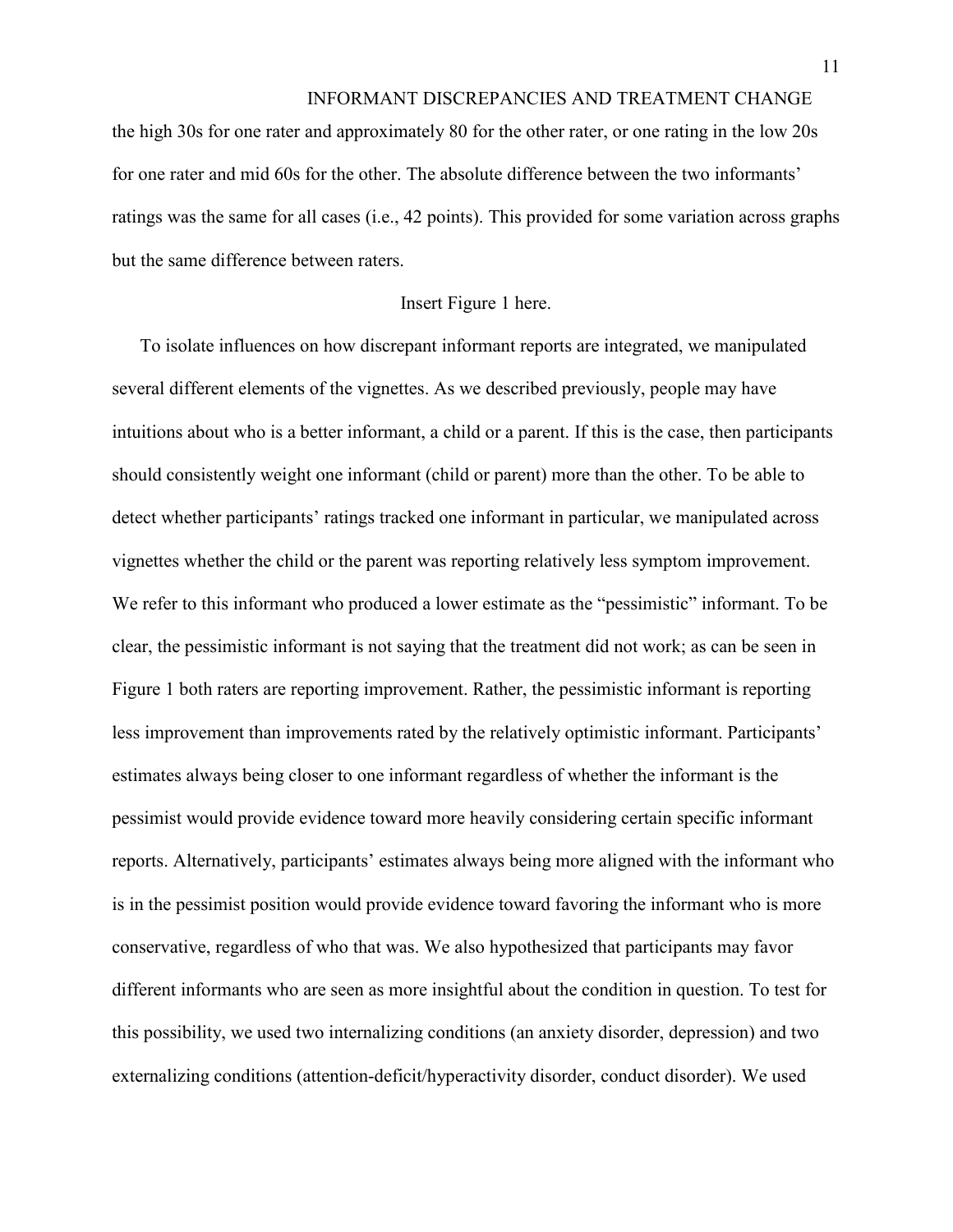the high 30s for one rater and approximately 80 for the other rater, or one rating in the low 20s for one rater and mid 60s for the other. The absolute difference between the two informants' ratings was the same for all cases (i.e., 42 points). This provided for some variation across graphs but the same difference between raters.

Insert Figure 1 here.

To isolate influences on how discrepant informant reports are integrated, we manipulated several different elements of the vignettes. As we described previously, people may have intuitions about who is a better informant, a child or a parent. If this is the case, then participants should consistently weight one informant (child or parent) more than the other. To be able to detect whether participants' ratings tracked one informant in particular, we manipulated across vignettes whether the child or the parent was reporting relatively less symptom improvement. We refer to this informant who produced a lower estimate as the "pessimistic" informant. To be clear, the pessimistic informant is not saying that the treatment did not work; as can be seen in Figure 1 both raters are reporting improvement. Rather, the pessimistic informant is reporting less improvement than improvements rated by the relatively optimistic informant. Participants' estimates always being closer to one informant regardless of whether the informant is the pessimist would provide evidence toward more heavily considering certain specific informant reports. Alternatively, participants' estimates always being more aligned with the informant who is in the pessimist position would provide evidence toward favoring the informant who is more conservative, regardless of who that was. We also hypothesized that participants may favor different informants who are seen as more insightful about the condition in question. To test for this possibility, we used two internalizing conditions (an anxiety disorder, depression) and two externalizing conditions (attention-deficit/hyperactivity disorder, conduct disorder). We used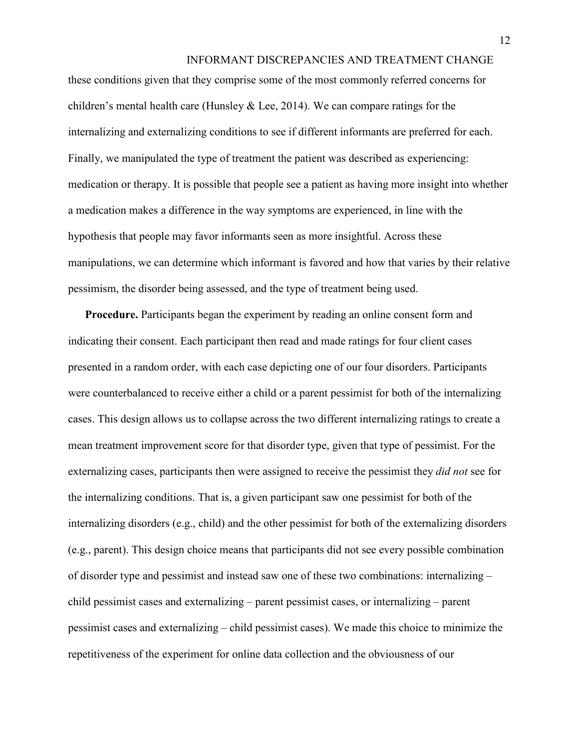these conditions given that they comprise some of the most commonly referred concerns for children's mental health care (Hunsley & Lee, 2014). We can compare ratings for the internalizing and externalizing conditions to see if different informants are preferred for each. Finally, we manipulated the type of treatment the patient was described as experiencing: medication or therapy. It is possible that people see a patient as having more insight into whether a medication makes a difference in the way symptoms are experienced, in line with the hypothesis that people may favor informants seen as more insightful. Across these manipulations, we can determine which informant is favored and how that varies by their relative pessimism, the disorder being assessed, and the type of treatment being used.

**Procedure.** Participants began the experiment by reading an online consent form and indicating their consent. Each participant then read and made ratings for four client cases presented in a random order, with each case depicting one of our four disorders. Participants were counterbalanced to receive either a child or a parent pessimist for both of the internalizing cases. This design allows us to collapse across the two different internalizing ratings to create a mean treatment improvement score for that disorder type, given that type of pessimist. For the externalizing cases, participants then were assigned to receive the pessimist they *did not* see for the internalizing conditions. That is, a given participant saw one pessimist for both of the internalizing disorders (e.g., child) and the other pessimist for both of the externalizing disorders (e.g., parent). This design choice means that participants did not see every possible combination of disorder type and pessimist and instead saw one of these two combinations: internalizing – child pessimist cases and externalizing – parent pessimist cases, or internalizing – parent pessimist cases and externalizing – child pessimist cases). We made this choice to minimize the repetitiveness of the experiment for online data collection and the obviousness of our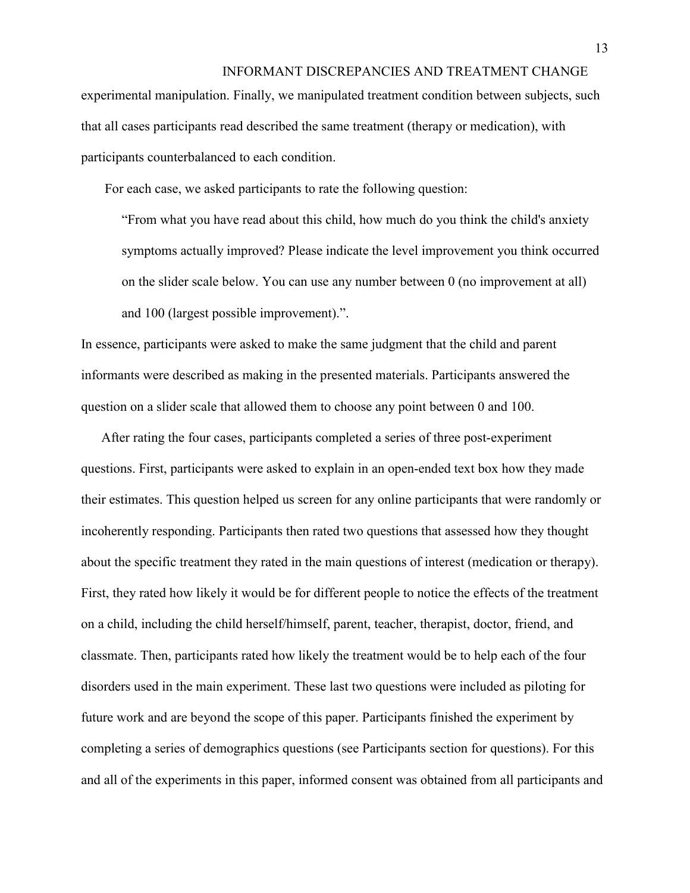experimental manipulation. Finally, we manipulated treatment condition between subjects, such that all cases participants read described the same treatment (therapy or medication), with participants counterbalanced to each condition.

For each case, we asked participants to rate the following question:

> "From what you have read about this child, how much do you think the child's anxiety symptoms actually improved? Please indicate the level improvement you think occurred on the slider scale below. You can use any number between 0 (no improvement at all) and 100 (largest possible improvement).".

In essence, participants were asked to make the same judgment that the child and parent informants were described as making in the presented materials. Participants answered the question on a slider scale that allowed them to choose any point between 0 and 100.

After rating the four cases, participants completed a series of three post-experiment questions. First, participants were asked to explain in an open-ended text box how they made their estimates. This question helped us screen for any online participants that were randomly or incoherently responding. Participants then rated two questions that assessed how they thought about the specific treatment they rated in the main questions of interest (medication or therapy). First, they rated how likely it would be for different people to notice the effects of the treatment on a child, including the child herself/himself, parent, teacher, therapist, doctor, friend, and classmate. Then, participants rated how likely the treatment would be to help each of the four disorders used in the main experiment. These last two questions were included as piloting for future work and are beyond the scope of this paper. Participants finished the experiment by completing a series of demographics questions (see Participants section for questions). For this and all of the experiments in this paper, informed consent was obtained from all participants and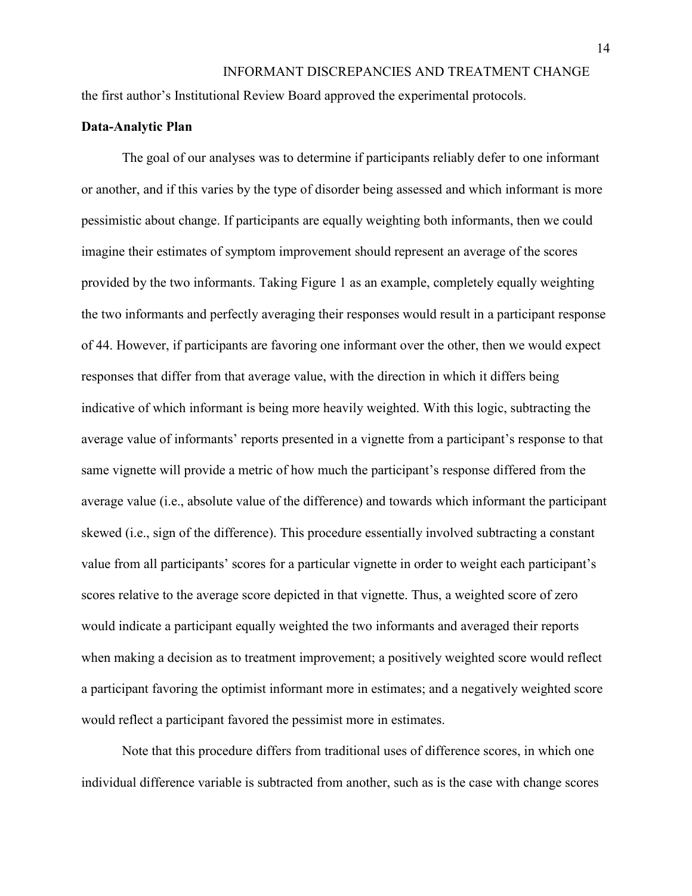the first author's Institutional Review Board approved the experimental protocols.

**Data-Analytic Plan**

The goal of our analyses was to determine if participants reliably defer to one informant or another, and if this varies by the type of disorder being assessed and which informant is more pessimistic about change. If participants are equally weighting both informants, then we could imagine their estimates of symptom improvement should represent an average of the scores provided by the two informants. Taking Figure 1 as an example, completely equally weighting the two informants and perfectly averaging their responses would result in a participant response of 44. However, if participants are favoring one informant over the other, then we would expect responses that differ from that average value, with the direction in which it differs being indicative of which informant is being more heavily weighted. With this logic, subtracting the average value of informants' reports presented in a vignette from a participant's response to that same vignette will provide a metric of how much the participant's response differed from the average value (i.e., absolute value of the difference) and towards which informant the participant skewed (i.e., sign of the difference). This procedure essentially involved subtracting a constant value from all participants' scores for a particular vignette in order to weight each participant's scores relative to the average score depicted in that vignette. Thus, a weighted score of zero would indicate a participant equally weighted the two informants and averaged their reports when making a decision as to treatment improvement; a positively weighted score would reflect a participant favoring the optimist informant more in estimates; and a negatively weighted score would reflect a participant favored the pessimist more in estimates.

Note that this procedure differs from traditional uses of difference scores, in which one individual difference variable is subtracted from another, such as is the case with change scores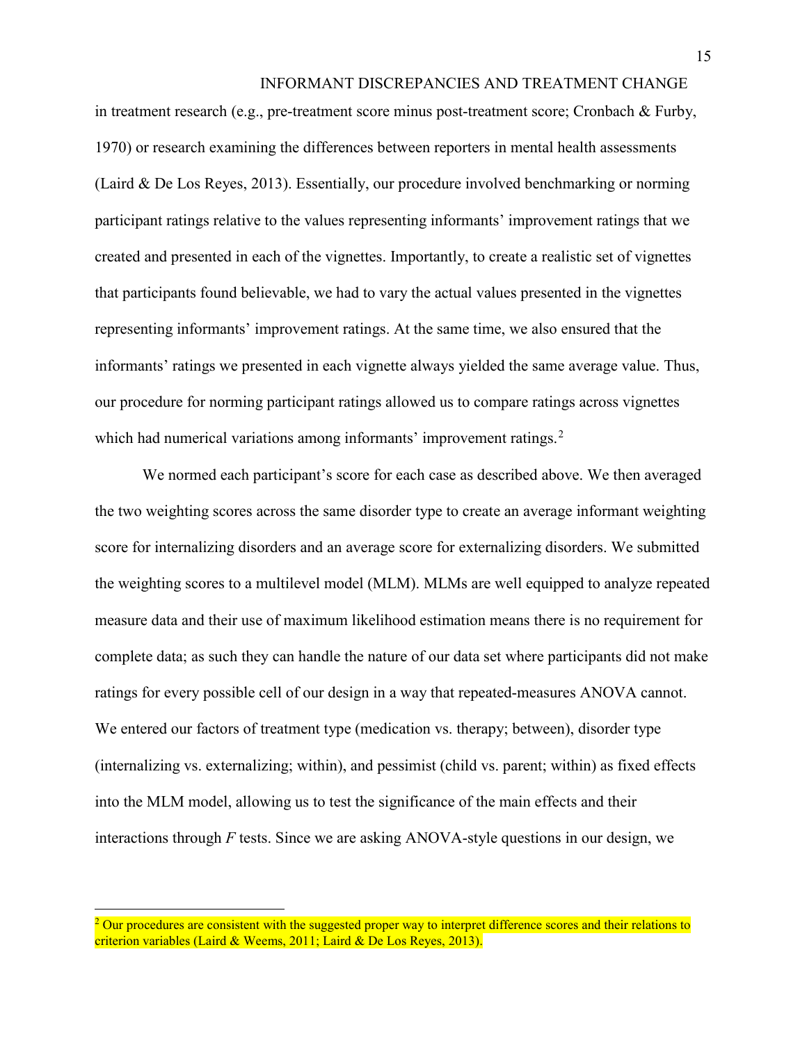in treatment research (e.g., pre-treatment score minus post-treatment score; Cronbach & Furby, 1970) or research examining the differences between reporters in mental health assessments (Laird & De Los Reyes, 2013). Essentially, our procedure involved benchmarking or norming participant ratings relative to the values representing informants' improvement ratings that we created and presented in each of the vignettes. Importantly, to create a realistic set of vignettes that participants found believable, we had to vary the actual values presented in the vignettes representing informants' improvement ratings. At the same time, we also ensured that the informants' ratings we presented in each vignette always yielded the same average value. Thus, our procedure for norming participant ratings allowed us to compare ratings across vignettes which had numerical variations among informants' improvement ratings.[2]

We normed each participant's score for each case as described above. We then averaged the two weighting scores across the same disorder type to create an average informant weighting score for internalizing disorders and an average score for externalizing disorders. We submitted the weighting scores to a multilevel model (MLM). MLMs are well equipped to analyze repeated measure data and their use of maximum likelihood estimation means there is no requirement for complete data; as such they can handle the nature of our data set where participants did not make ratings for every possible cell of our design in a way that repeated-measures ANOVA cannot. We entered our factors of treatment type (medication vs. therapy; between), disorder type (internalizing vs. externalizing; within), and pessimist (child vs. parent; within) as fixed effects into the MLM model, allowing us to test the significance of the main effects and their interactions through *F* tests. Since we are asking ANOVA-style questions in our design, we

[2] Our procedures are consistent with the suggested proper way to interpret difference scores and their relations to criterion variables (Laird & Weems, 2011; Laird & De Los Reyes, 2013).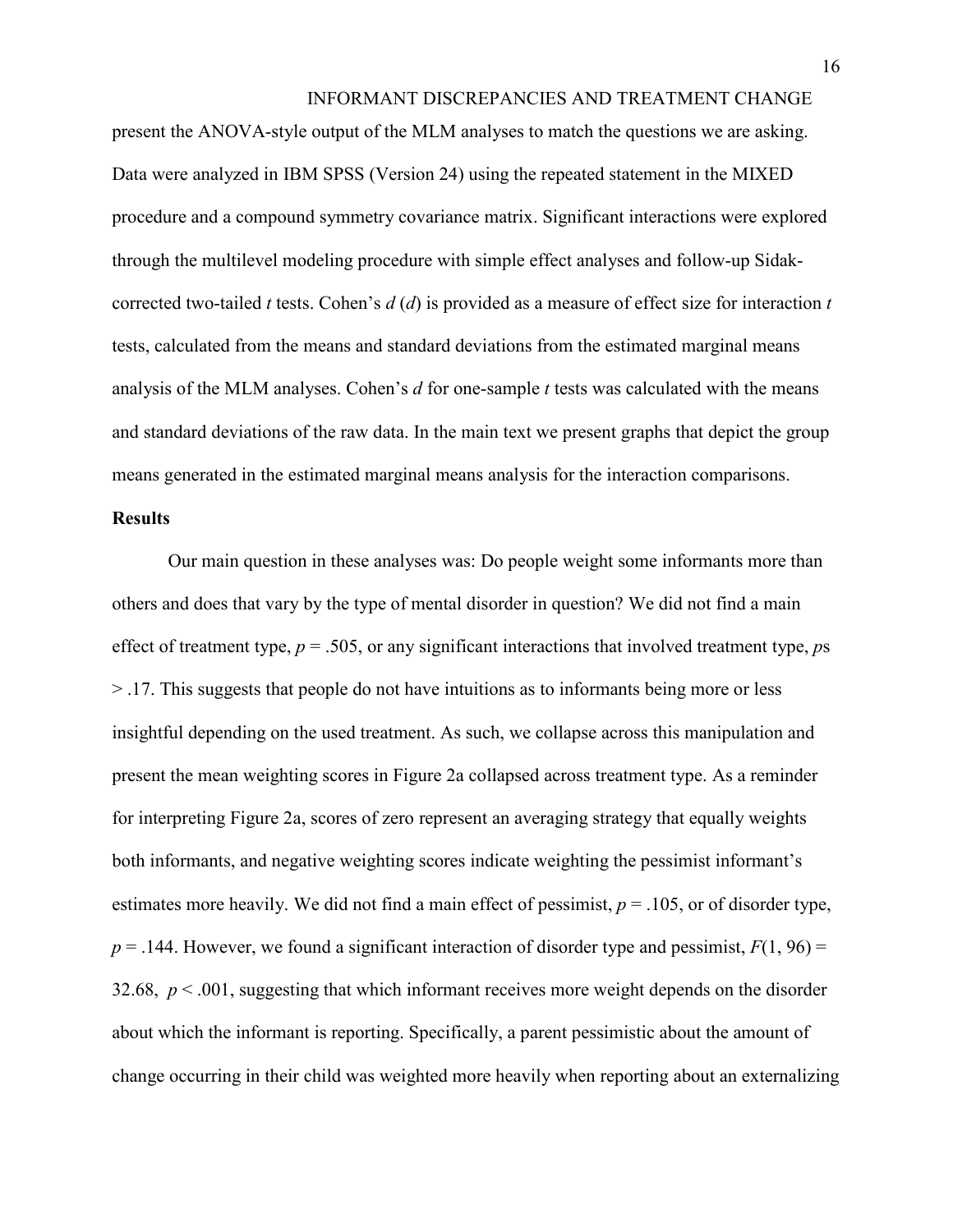present the ANOVA-style output of the MLM analyses to match the questions we are asking. Data were analyzed in IBM SPSS (Version 24) using the repeated statement in the MIXED procedure and a compound symmetry covariance matrix. Significant interactions were explored through the multilevel modeling procedure with simple effect analyses and follow-up Sidak-corrected two-tailed *t* tests. Cohen's *d* (*d*) is provided as a measure of effect size for interaction *t* tests, calculated from the means and standard deviations from the estimated marginal means analysis of the MLM analyses. Cohen's *d* for one-sample *t* tests was calculated with the means and standard deviations of the raw data. In the main text we present graphs that depict the group means generated in the estimated marginal means analysis for the interaction comparisons.

**Results**

Our main question in these analyses was: Do people weight some informants more than others and does that vary by the type of mental disorder in question? We did not find a main effect of treatment type, $p = .505$, or any significant interactions that involved treatment type, *p*s $> .17$. This suggests that people do not have intuitions as to informants being more or less insightful depending on the used treatment. As such, we collapse across this manipulation and present the mean weighting scores in Figure 2a collapsed across treatment type. As a reminder for interpreting Figure 2a, scores of zero represent an averaging strategy that equally weights both informants, and negative weighting scores indicate weighting the pessimist informant's estimates more heavily. We did not find a main effect of pessimist, $p = .105$, or of disorder type, $p = .144$. However, we found a significant interaction of disorder type and pessimist, $F(1, 96) = 32.68$, $p < .001$, suggesting that which informant receives more weight depends on the disorder about which the informant is reporting. Specifically, a parent pessimistic about the amount of change occurring in their child was weighted more heavily when reporting about an externalizing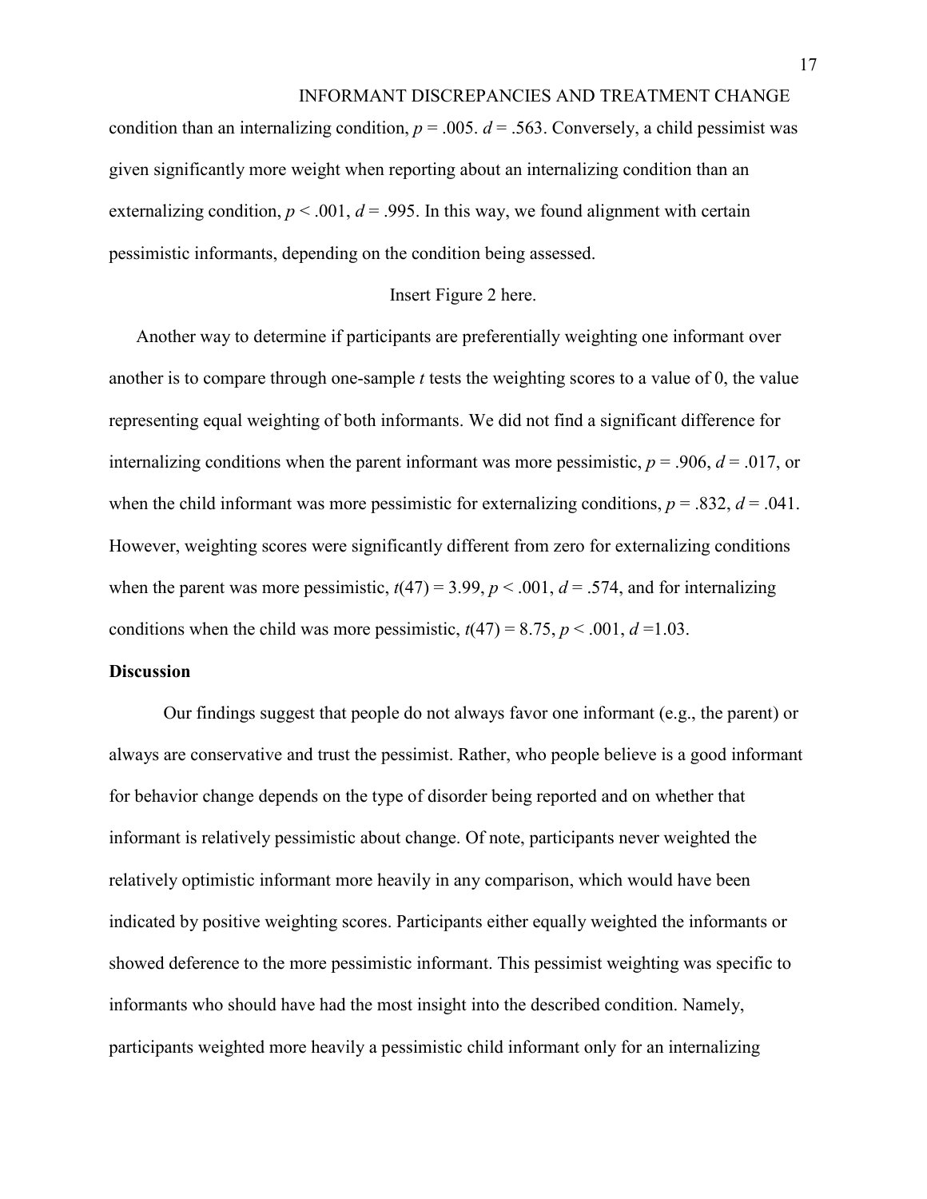condition than an internalizing condition, $p = .005$. $d = .563$. Conversely, a child pessimist was given significantly more weight when reporting about an internalizing condition than an externalizing condition, $p < .001$, $d = .995$. In this way, we found alignment with certain pessimistic informants, depending on the condition being assessed.

Insert Figure 2 here.

Another way to determine if participants are preferentially weighting one informant over another is to compare through one-sample *t* tests the weighting scores to a value of 0, the value representing equal weighting of both informants. We did not find a significant difference for internalizing conditions when the parent informant was more pessimistic, $p = .906$, $d = .017$, or when the child informant was more pessimistic for externalizing conditions, $p = .832$, $d = .041$. However, weighting scores were significantly different from zero for externalizing conditions when the parent was more pessimistic, $t(47) = 3.99$, $p < .001$, $d = .574$, and for internalizing conditions when the child was more pessimistic, $t(47) = 8.75$, $p < .001$, $d = 1.03$.

## Discussion

Our findings suggest that people do not always favor one informant (e.g., the parent) or always are conservative and trust the pessimist. Rather, who people believe is a good informant for behavior change depends on the type of disorder being reported and on whether that informant is relatively pessimistic about change. Of note, participants never weighted the relatively optimistic informant more heavily in any comparison, which would have been indicated by positive weighting scores. Participants either equally weighted the informants or showed deference to the more pessimistic informant. This pessimist weighting was specific to informants who should have had the most insight into the described condition. Namely, participants weighted more heavily a pessimistic child informant only for an internalizing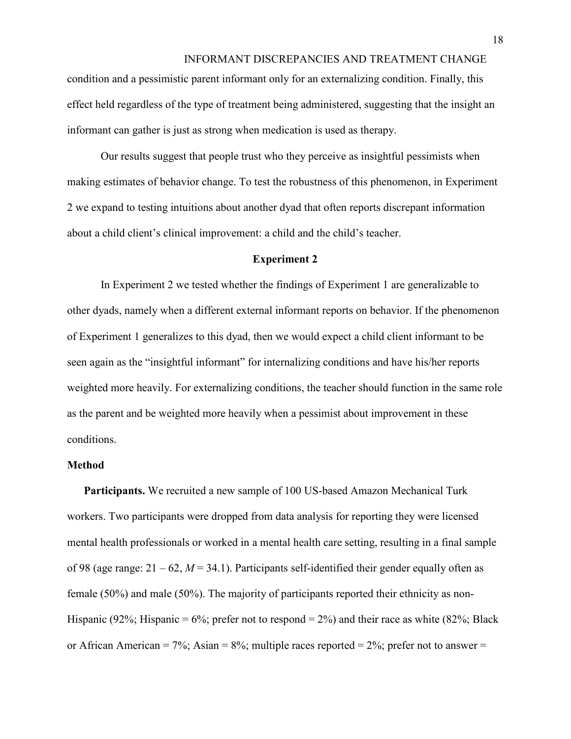condition and a pessimistic parent informant only for an externalizing condition. Finally, this effect held regardless of the type of treatment being administered, suggesting that the insight an informant can gather is just as strong when medication is used as therapy.

Our results suggest that people trust who they perceive as insightful pessimists when making estimates of behavior change. To test the robustness of this phenomenon, in Experiment 2 we expand to testing intuitions about another dyad that often reports discrepant information about a child client's clinical improvement: a child and the child's teacher.

## Experiment 2

In Experiment 2 we tested whether the findings of Experiment 1 are generalizable to other dyads, namely when a different external informant reports on behavior. If the phenomenon of Experiment 1 generalizes to this dyad, then we would expect a child client informant to be seen again as the "insightful informant" for internalizing conditions and have his/her reports weighted more heavily. For externalizing conditions, the teacher should function in the same role as the parent and be weighted more heavily when a pessimist about improvement in these conditions.

### Method

**Participants.** We recruited a new sample of 100 US-based Amazon Mechanical Turk workers. Two participants were dropped from data analysis for reporting they were licensed mental health professionals or worked in a mental health care setting, resulting in a final sample of 98 (age range: 21 – 62, *M* = 34.1). Participants self-identified their gender equally often as female (50%) and male (50%). The majority of participants reported their ethnicity as non-Hispanic (92%; Hispanic = 6%; prefer not to respond = 2%) and their race as white (82%; Black or African American = 7%; Asian = 8%; multiple races reported = 2%; prefer not to answer =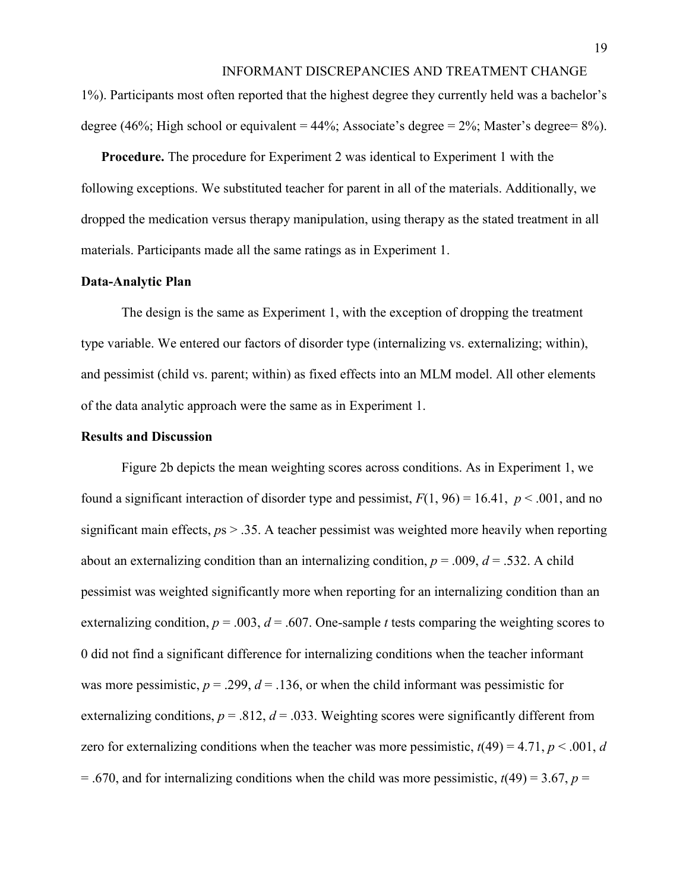1%). Participants most often reported that the highest degree they currently held was a bachelor's degree (46%; High school or equivalent = 44%; Associate's degree = 2%; Master's degree= 8%).

**Procedure.** The procedure for Experiment 2 was identical to Experiment 1 with the following exceptions. We substituted teacher for parent in all of the materials. Additionally, we dropped the medication versus therapy manipulation, using therapy as the stated treatment in all materials. Participants made all the same ratings as in Experiment 1.

## Data-Analytic Plan

The design is the same as Experiment 1, with the exception of dropping the treatment type variable. We entered our factors of disorder type (internalizing vs. externalizing; within), and pessimist (child vs. parent; within) as fixed effects into an MLM model. All other elements of the data analytic approach were the same as in Experiment 1.

## Results and Discussion

Figure 2b depicts the mean weighting scores across conditions. As in Experiment 1, we found a significant interaction of disorder type and pessimist, $F(1, 96) = 16.41$, $p < .001$, and no significant main effects, *p*s > .35. A teacher pessimist was weighted more heavily when reporting about an externalizing condition than an internalizing condition, $p = .009$, $d = .532$. A child pessimist was weighted significantly more when reporting for an internalizing condition than an externalizing condition, $p = .003$, $d = .607$. One-sample *t* tests comparing the weighting scores to 0 did not find a significant difference for internalizing conditions when the teacher informant was more pessimistic, $p = .299$, $d = .136$, or when the child informant was pessimistic for externalizing conditions, $p = .812$, $d = .033$. Weighting scores were significantly different from zero for externalizing conditions when the teacher was more pessimistic, $t(49) = 4.71$, $p < .001$, $d = .670$, and for internalizing conditions when the child was more pessimistic, $t(49) = 3.67$, $p =$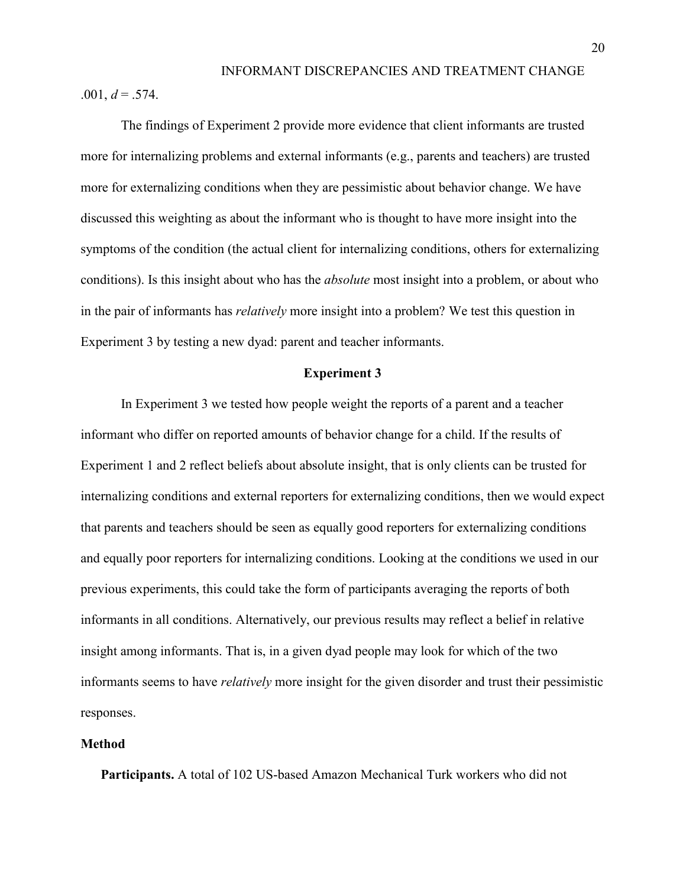.001, $d = .574$.

The findings of Experiment 2 provide more evidence that client informants are trusted more for internalizing problems and external informants (e.g., parents and teachers) are trusted more for externalizing conditions when they are pessimistic about behavior change. We have discussed this weighting as about the informant who is thought to have more insight into the symptoms of the condition (the actual client for internalizing conditions, others for externalizing conditions). Is this insight about who has the *absolute* most insight into a problem, or about who in the pair of informants has *relatively* more insight into a problem? We test this question in Experiment 3 by testing a new dyad: parent and teacher informants.

## Experiment 3

In Experiment 3 we tested how people weight the reports of a parent and a teacher informant who differ on reported amounts of behavior change for a child. If the results of Experiment 1 and 2 reflect beliefs about absolute insight, that is only clients can be trusted for internalizing conditions and external reporters for externalizing conditions, then we would expect that parents and teachers should be seen as equally good reporters for externalizing conditions and equally poor reporters for internalizing conditions. Looking at the conditions we used in our previous experiments, this could take the form of participants averaging the reports of both informants in all conditions. Alternatively, our previous results may reflect a belief in relative insight among informants. That is, in a given dyad people may look for which of the two informants seems to have *relatively* more insight for the given disorder and trust their pessimistic responses.

### Method

**Participants.** A total of 102 US-based Amazon Mechanical Turk workers who did not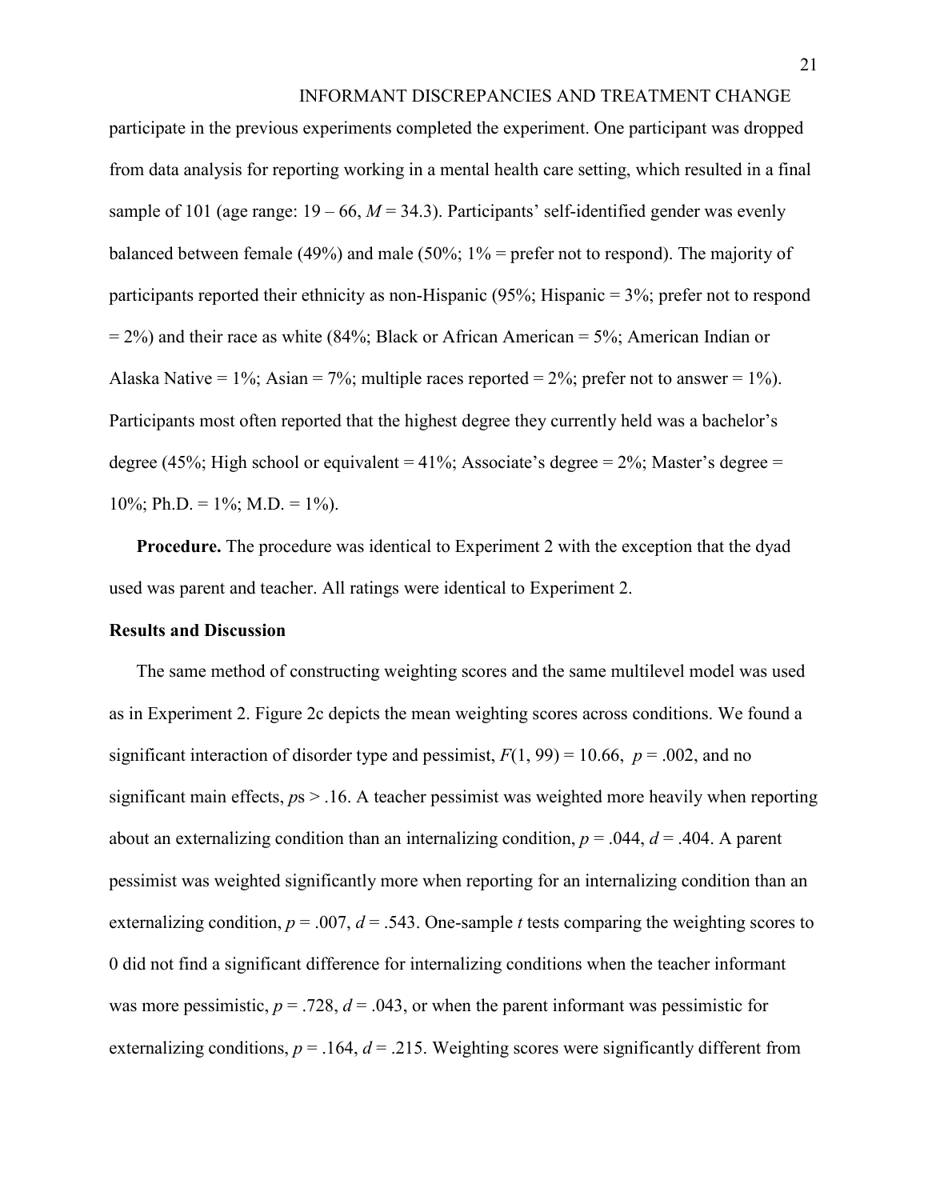participate in the previous experiments completed the experiment. One participant was dropped from data analysis for reporting working in a mental health care setting, which resulted in a final sample of 101 (age range: 19 – 66, $M = 34.3$). Participants' self-identified gender was evenly balanced between female (49%) and male (50%; 1% = prefer not to respond). The majority of participants reported their ethnicity as non-Hispanic (95%; Hispanic = 3%; prefer not to respond = 2%) and their race as white (84%; Black or African American = 5%; American Indian or Alaska Native = 1%; Asian = 7%; multiple races reported = 2%; prefer not to answer = 1%). Participants most often reported that the highest degree they currently held was a bachelor's degree (45%; High school or equivalent = 41%; Associate's degree = 2%; Master's degree = 10%; Ph.D. = 1%; M.D. = 1%).

**Procedure.** The procedure was identical to Experiment 2 with the exception that the dyad used was parent and teacher. All ratings were identical to Experiment 2.

## Results and Discussion

The same method of constructing weighting scores and the same multilevel model was used as in Experiment 2. Figure 2c depicts the mean weighting scores across conditions. We found a significant interaction of disorder type and pessimist, $F(1, 99) = 10.66$, $p = .002$, and no significant main effects, *p*s > .16. A teacher pessimist was weighted more heavily when reporting about an externalizing condition than an internalizing condition, $p = .044$, $d = .404$. A parent pessimist was weighted significantly more when reporting for an internalizing condition than an externalizing condition, $p = .007$, $d = .543$. One-sample *t* tests comparing the weighting scores to 0 did not find a significant difference for internalizing conditions when the teacher informant was more pessimistic, $p = .728$, $d = .043$, or when the parent informant was pessimistic for externalizing conditions, $p = .164$, $d = .215$. Weighting scores were significantly different from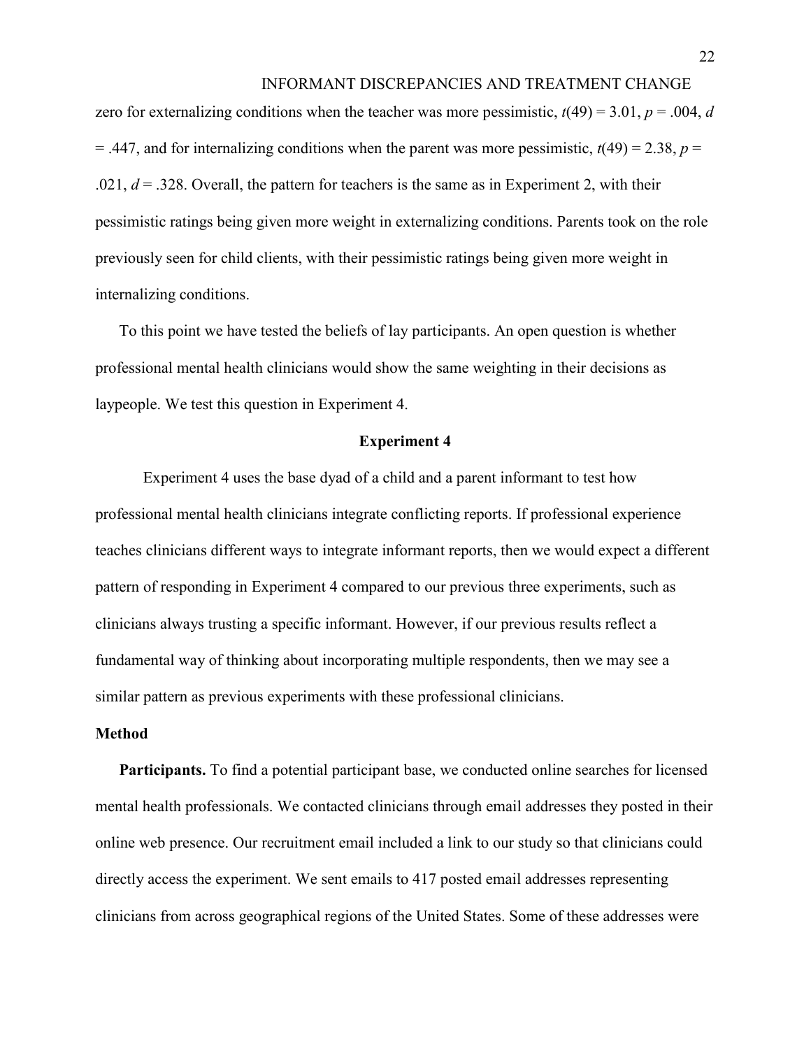zero for externalizing conditions when the teacher was more pessimistic, $t(49) = 3.01$, $p = .004$, $d = .447$, and for internalizing conditions when the parent was more pessimistic, $t(49) = 2.38$, $p = .021$, $d = .328$. Overall, the pattern for teachers is the same as in Experiment 2, with their pessimistic ratings being given more weight in externalizing conditions. Parents took on the role previously seen for child clients, with their pessimistic ratings being given more weight in internalizing conditions.

To this point we have tested the beliefs of lay participants. An open question is whether professional mental health clinicians would show the same weighting in their decisions as laypeople. We test this question in Experiment 4.

## Experiment 4

Experiment 4 uses the base dyad of a child and a parent informant to test how professional mental health clinicians integrate conflicting reports. If professional experience teaches clinicians different ways to integrate informant reports, then we would expect a different pattern of responding in Experiment 4 compared to our previous three experiments, such as clinicians always trusting a specific informant. However, if our previous results reflect a fundamental way of thinking about incorporating multiple respondents, then we may see a similar pattern as previous experiments with these professional clinicians.

### Method

**Participants.** To find a potential participant base, we conducted online searches for licensed mental health professionals. We contacted clinicians through email addresses they posted in their online web presence. Our recruitment email included a link to our study so that clinicians could directly access the experiment. We sent emails to 417 posted email addresses representing clinicians from across geographical regions of the United States. Some of these addresses were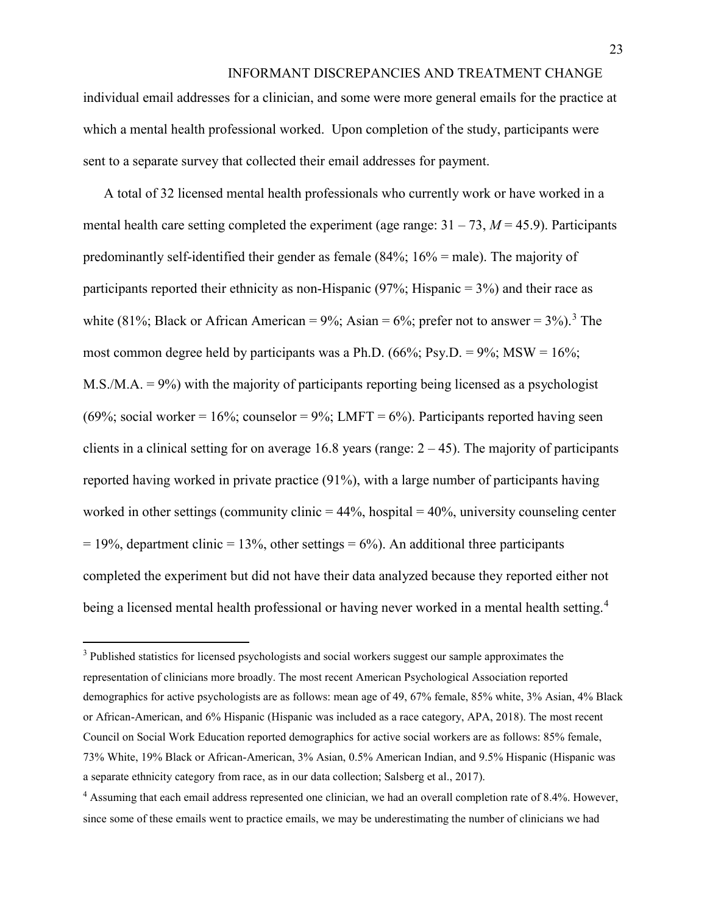individual email addresses for a clinician, and some were more general emails for the practice at which a mental health professional worked. Upon completion of the study, participants were sent to a separate survey that collected their email addresses for payment.

A total of 32 licensed mental health professionals who currently work or have worked in a mental health care setting completed the experiment (age range: 31 – 73, *M* = 45.9). Participants predominantly self-identified their gender as female (84%; 16% = male). The majority of participants reported their ethnicity as non-Hispanic (97%; Hispanic = 3%) and their race as white (81%; Black or African American = 9%; Asian = 6%; prefer not to answer = 3%).[3] The most common degree held by participants was a Ph.D. (66%; Psy.D. = 9%; MSW = 16%; M.S./M.A. = 9%) with the majority of participants reporting being licensed as a psychologist (69%; social worker = 16%; counselor = 9%; LMFT = 6%). Participants reported having seen clients in a clinical setting for on average 16.8 years (range: 2 – 45). The majority of participants reported having worked in private practice (91%), with a large number of participants having worked in other settings (community clinic = 44%, hospital = 40%, university counseling center = 19%, department clinic = 13%, other settings = 6%). An additional three participants completed the experiment but did not have their data analyzed because they reported either not being a licensed mental health professional or having never worked in a mental health setting.[4]

[3] Published statistics for licensed psychologists and social workers suggest our sample approximates the representation of clinicians more broadly. The most recent American Psychological Association reported demographics for active psychologists are as follows: mean age of 49, 67% female, 85% white, 3% Asian, 4% Black or African-American, and 6% Hispanic (Hispanic was included as a race category, APA, 2018). The most recent Council on Social Work Education reported demographics for active social workers are as follows: 85% female, 73% White, 19% Black or African-American, 3% Asian, 0.5% American Indian, and 9.5% Hispanic (Hispanic was a separate ethnicity category from race, as in our data collection; Salsberg et al., 2017).

[4] Assuming that each email address represented one clinician, we had an overall completion rate of 8.4%. However, since some of these emails went to practice emails, we may be underestimating the number of clinicians we had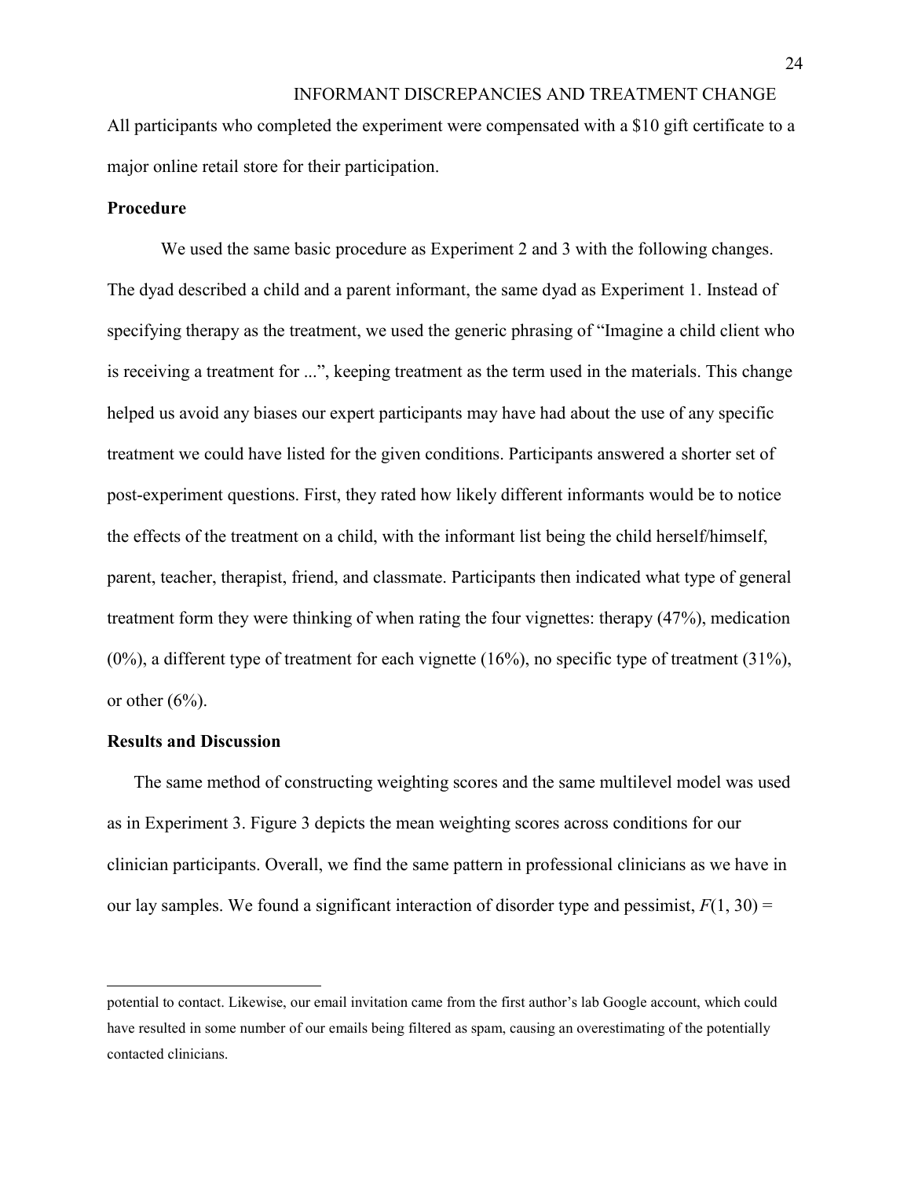All participants who completed the experiment were compensated with a $10 gift certificate to a major online retail store for their participation.

### Procedure

We used the same basic procedure as Experiment 2 and 3 with the following changes. The dyad described a child and a parent informant, the same dyad as Experiment 1. Instead of specifying therapy as the treatment, we used the generic phrasing of “Imagine a child client who is receiving a treatment for ...”, keeping treatment as the term used in the materials. This change helped us avoid any biases our expert participants may have had about the use of any specific treatment we could have listed for the given conditions. Participants answered a shorter set of post-experiment questions. First, they rated how likely different informants would be to notice the effects of the treatment on a child, with the informant list being the child herself/himself, parent, teacher, therapist, friend, and classmate. Participants then indicated what type of general treatment form they were thinking of when rating the four vignettes: therapy (47%), medication (0%), a different type of treatment for each vignette (16%), no specific type of treatment (31%), or other (6%).

### Results and Discussion

The same method of constructing weighting scores and the same multilevel model was used as in Experiment 3. Figure 3 depicts the mean weighting scores across conditions for our clinician participants. Overall, we find the same pattern in professional clinicians as we have in our lay samples. We found a significant interaction of disorder type and pessimist, $F(1, 30)$ =

---

potential to contact. Likewise, our email invitation came from the first author’s lab Google account, which could have resulted in some number of our emails being filtered as spam, causing an overestimating of the potentially contacted clinicians.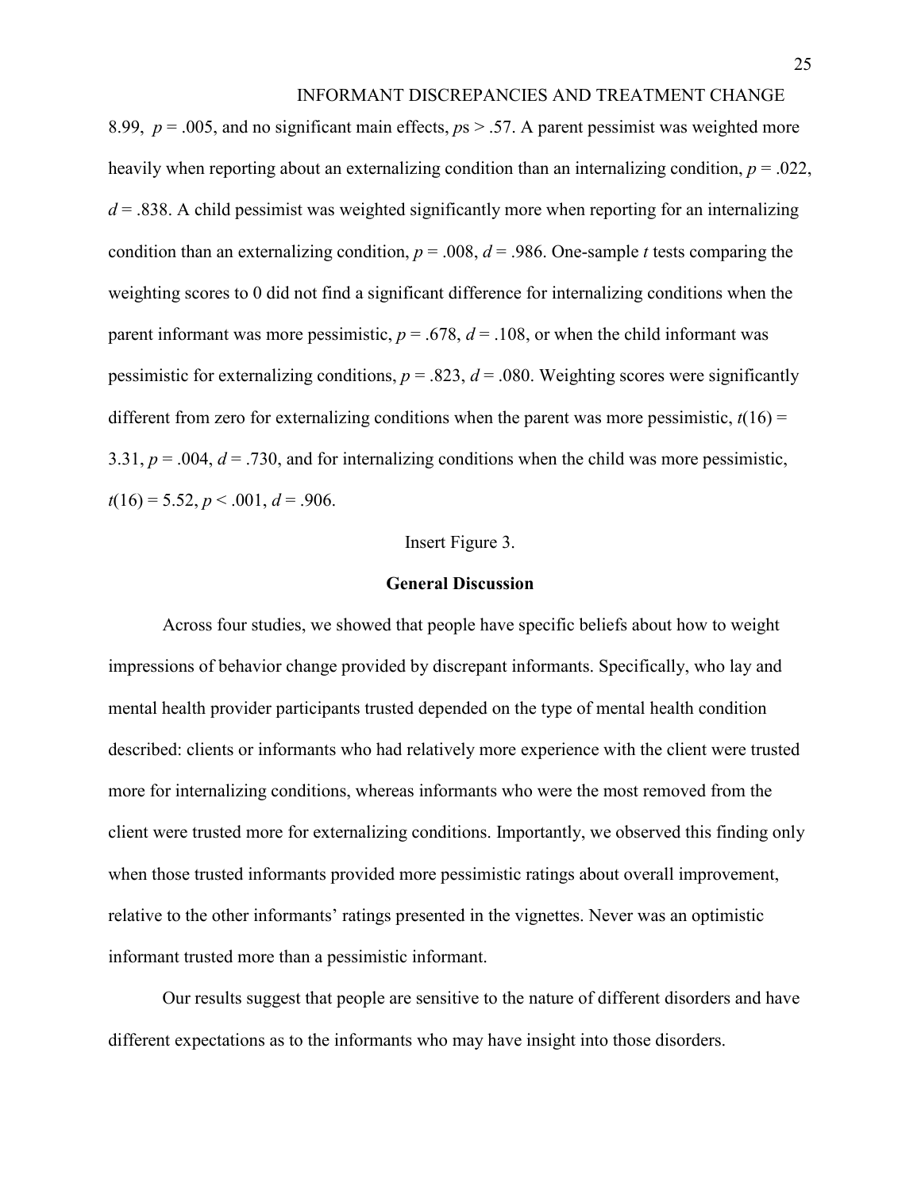8.99, $p = .005$, and no significant main effects, $p$s > .57. A parent pessimist was weighted more heavily when reporting about an externalizing condition than an internalizing condition, $p = .022$, $d = .838$. A child pessimist was weighted significantly more when reporting for an internalizing condition than an externalizing condition, $p = .008$, $d = .986$. One-sample $t$ tests comparing the weighting scores to 0 did not find a significant difference for internalizing conditions when the parent informant was more pessimistic, $p = .678$, $d = .108$, or when the child informant was pessimistic for externalizing conditions, $p = .823$, $d = .080$. Weighting scores were significantly different from zero for externalizing conditions when the parent was more pessimistic, $t(16) = 3.31$, $p = .004$, $d = .730$, and for internalizing conditions when the child was more pessimistic, $t(16) = 5.52$, $p < .001$, $d = .906$.

Insert Figure 3.

## General Discussion

Across four studies, we showed that people have specific beliefs about how to weight impressions of behavior change provided by discrepant informants. Specifically, who lay and mental health provider participants trusted depended on the type of mental health condition described: clients or informants who had relatively more experience with the client were trusted more for internalizing conditions, whereas informants who were the most removed from the client were trusted more for externalizing conditions. Importantly, we observed this finding only when those trusted informants provided more pessimistic ratings about overall improvement, relative to the other informants' ratings presented in the vignettes. Never was an optimistic informant trusted more than a pessimistic informant.

Our results suggest that people are sensitive to the nature of different disorders and have different expectations as to the informants who may have insight into those disorders.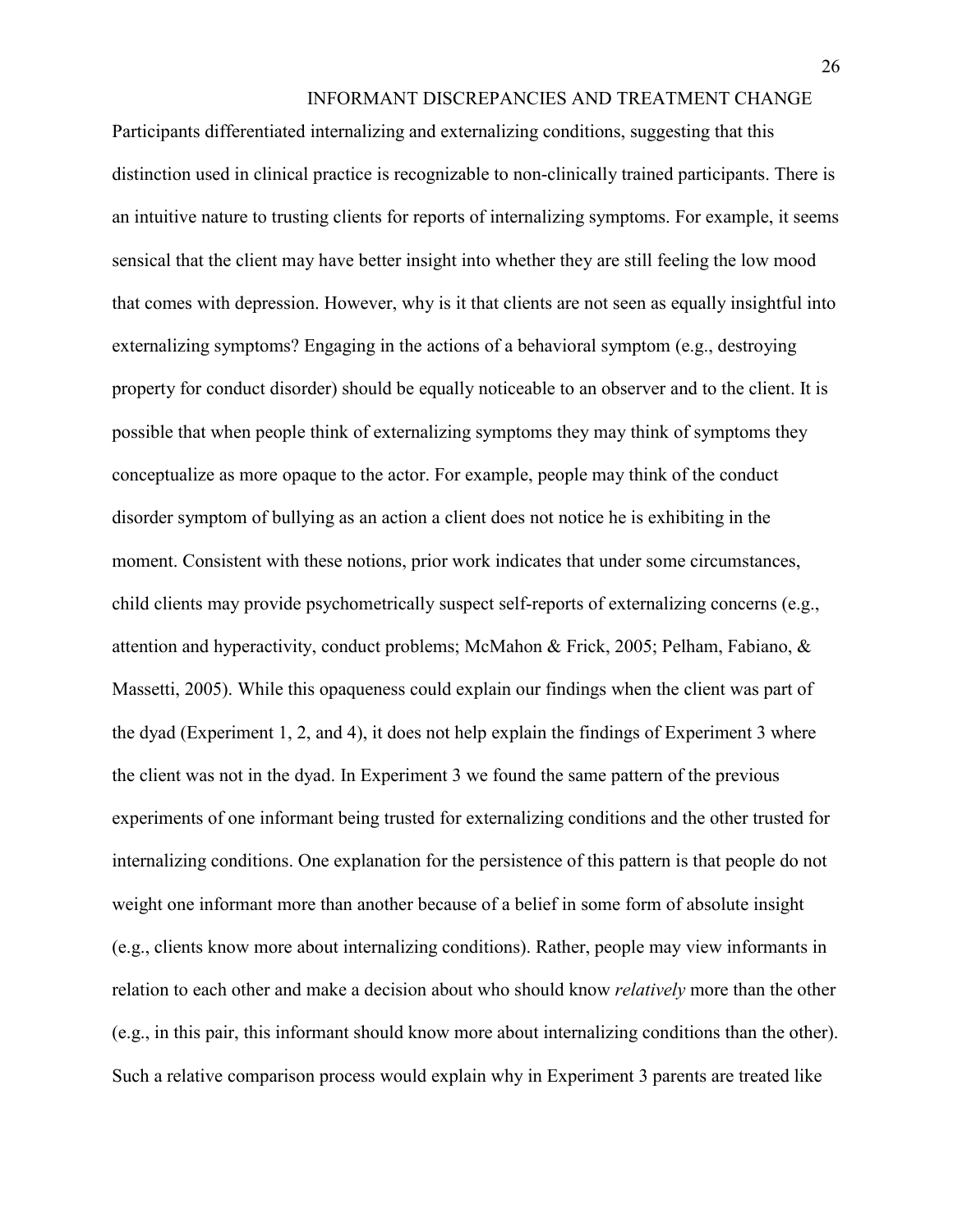Participants differentiated internalizing and externalizing conditions, suggesting that this distinction used in clinical practice is recognizable to non-clinically trained participants. There is an intuitive nature to trusting clients for reports of internalizing symptoms. For example, it seems sensical that the client may have better insight into whether they are still feeling the low mood that comes with depression. However, why is it that clients are not seen as equally insightful into externalizing symptoms? Engaging in the actions of a behavioral symptom (e.g., destroying property for conduct disorder) should be equally noticeable to an observer and to the client. It is possible that when people think of externalizing symptoms they may think of symptoms they conceptualize as more opaque to the actor. For example, people may think of the conduct disorder symptom of bullying as an action a client does not notice he is exhibiting in the moment. Consistent with these notions, prior work indicates that under some circumstances, child clients may provide psychometrically suspect self-reports of externalizing concerns (e.g., attention and hyperactivity, conduct problems; McMahon & Frick, 2005; Pelham, Fabiano, & Massetti, 2005). While this opaqueness could explain our findings when the client was part of the dyad (Experiment 1, 2, and 4), it does not help explain the findings of Experiment 3 where the client was not in the dyad. In Experiment 3 we found the same pattern of the previous experiments of one informant being trusted for externalizing conditions and the other trusted for internalizing conditions. One explanation for the persistence of this pattern is that people do not weight one informant more than another because of a belief in some form of absolute insight (e.g., clients know more about internalizing conditions). Rather, people may view informants in relation to each other and make a decision about who should know *relatively* more than the other (e.g., in this pair, this informant should know more about internalizing conditions than the other). Such a relative comparison process would explain why in Experiment 3 parents are treated like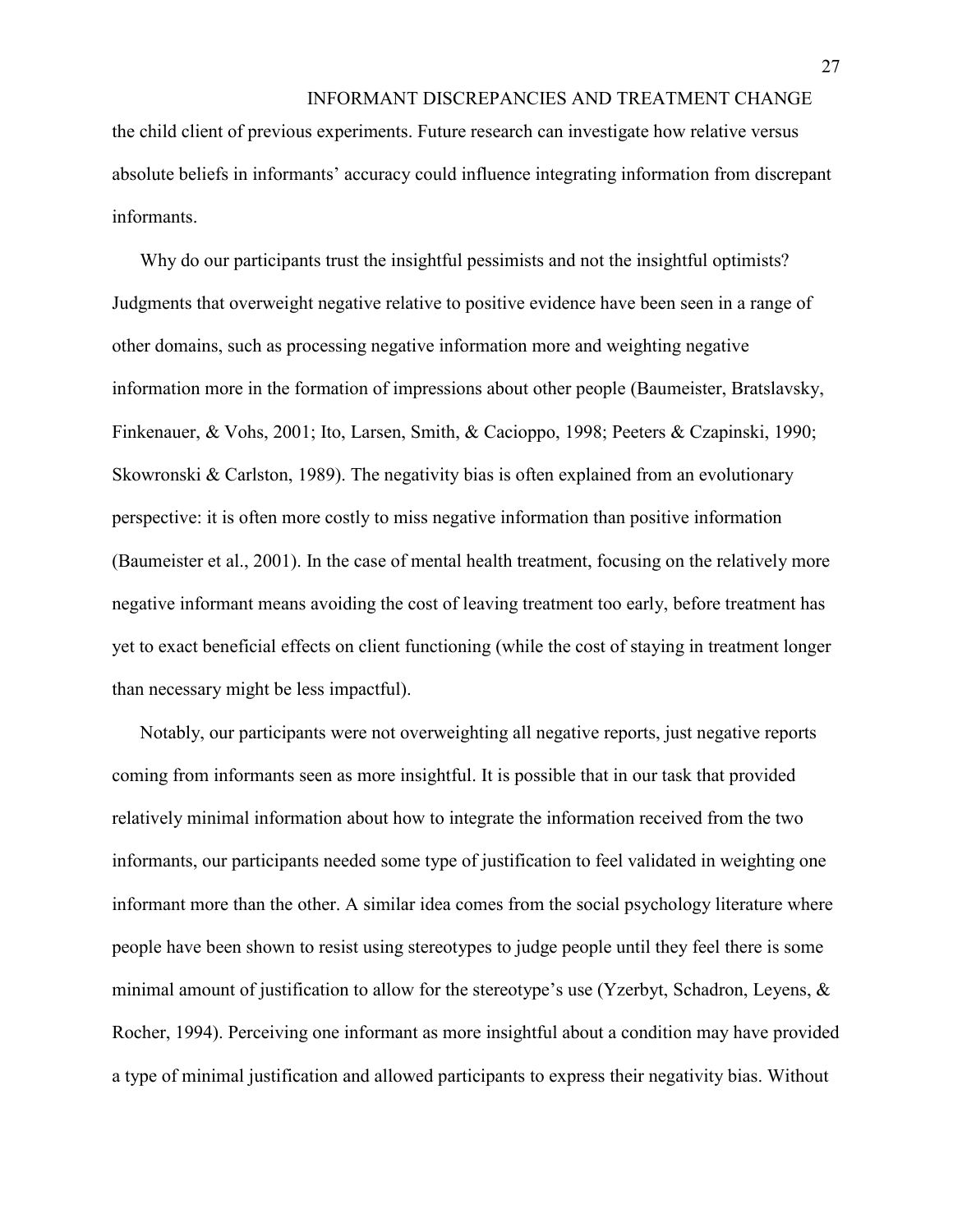the child client of previous experiments. Future research can investigate how relative versus absolute beliefs in informants' accuracy could influence integrating information from discrepant informants.

Why do our participants trust the insightful pessimists and not the insightful optimists? Judgments that overweight negative relative to positive evidence have been seen in a range of other domains, such as processing negative information more and weighting negative information more in the formation of impressions about other people (Baumeister, Bratslavsky, Finkenauer, & Vohs, 2001; Ito, Larsen, Smith, & Cacioppo, 1998; Peeters & Czapinski, 1990; Skowronski & Carlston, 1989). The negativity bias is often explained from an evolutionary perspective: it is often more costly to miss negative information than positive information (Baumeister et al., 2001). In the case of mental health treatment, focusing on the relatively more negative informant means avoiding the cost of leaving treatment too early, before treatment has yet to exact beneficial effects on client functioning (while the cost of staying in treatment longer than necessary might be less impactful).

Notably, our participants were not overweighting all negative reports, just negative reports coming from informants seen as more insightful. It is possible that in our task that provided relatively minimal information about how to integrate the information received from the two informants, our participants needed some type of justification to feel validated in weighting one informant more than the other. A similar idea comes from the social psychology literature where people have been shown to resist using stereotypes to judge people until they feel there is some minimal amount of justification to allow for the stereotype's use (Yzerbyt, Schadron, Leyens, & Rocher, 1994). Perceiving one informant as more insightful about a condition may have provided a type of minimal justification and allowed participants to express their negativity bias. Without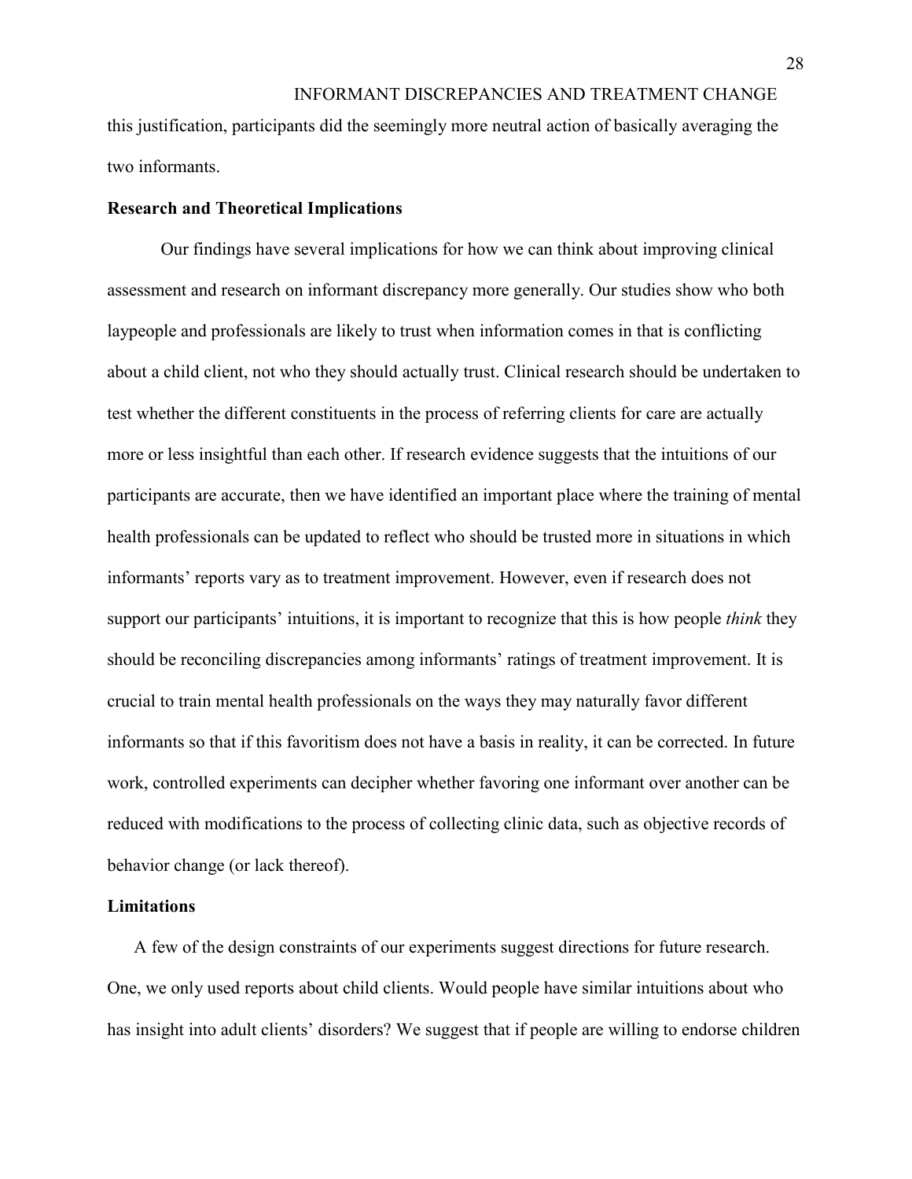this justification, participants did the seemingly more neutral action of basically averaging the two informants.

## Research and Theoretical Implications

Our findings have several implications for how we can think about improving clinical assessment and research on informant discrepancy more generally. Our studies show who both laypeople and professionals are likely to trust when information comes in that is conflicting about a child client, not who they should actually trust. Clinical research should be undertaken to test whether the different constituents in the process of referring clients for care are actually more or less insightful than each other. If research evidence suggests that the intuitions of our participants are accurate, then we have identified an important place where the training of mental health professionals can be updated to reflect who should be trusted more in situations in which informants' reports vary as to treatment improvement. However, even if research does not support our participants' intuitions, it is important to recognize that this is how people *think* they should be reconciling discrepancies among informants' ratings of treatment improvement. It is crucial to train mental health professionals on the ways they may naturally favor different informants so that if this favoritism does not have a basis in reality, it can be corrected. In future work, controlled experiments can decipher whether favoring one informant over another can be reduced with modifications to the process of collecting clinic data, such as objective records of behavior change (or lack thereof).

## Limitations

A few of the design constraints of our experiments suggest directions for future research. One, we only used reports about child clients. Would people have similar intuitions about who has insight into adult clients' disorders? We suggest that if people are willing to endorse children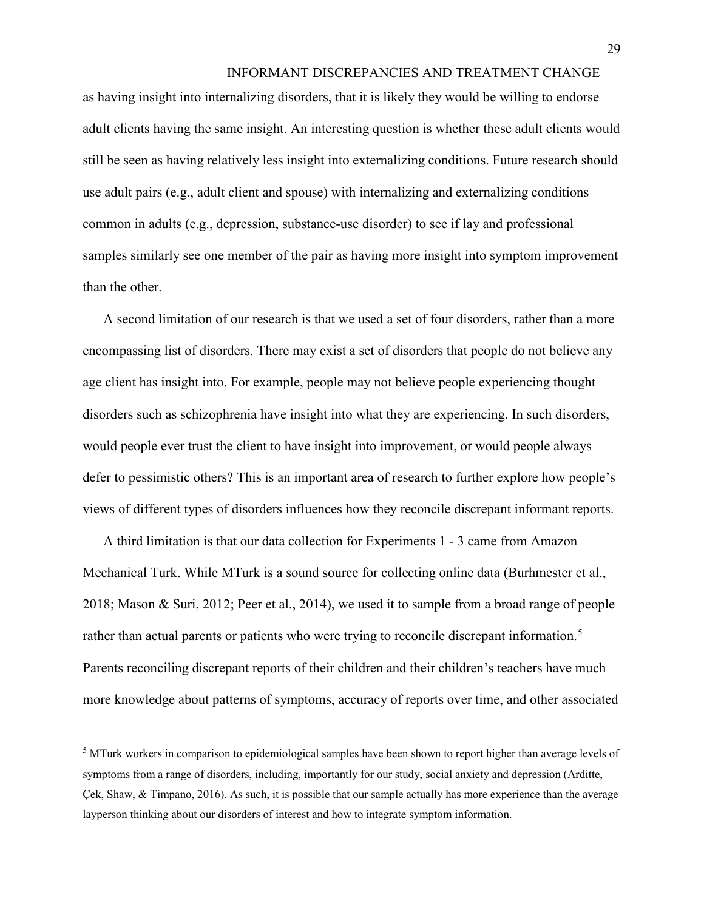as having insight into internalizing disorders, that it is likely they would be willing to endorse adult clients having the same insight. An interesting question is whether these adult clients would still be seen as having relatively less insight into externalizing conditions. Future research should use adult pairs (e.g., adult client and spouse) with internalizing and externalizing conditions common in adults (e.g., depression, substance-use disorder) to see if lay and professional samples similarly see one member of the pair as having more insight into symptom improvement than the other.

A second limitation of our research is that we used a set of four disorders, rather than a more encompassing list of disorders. There may exist a set of disorders that people do not believe any age client has insight into. For example, people may not believe people experiencing thought disorders such as schizophrenia have insight into what they are experiencing. In such disorders, would people ever trust the client to have insight into improvement, or would people always defer to pessimistic others? This is an important area of research to further explore how people's views of different types of disorders influences how they reconcile discrepant informant reports.

A third limitation is that our data collection for Experiments 1 - 3 came from Amazon Mechanical Turk. While MTurk is a sound source for collecting online data (Burhmester et al., 2018; Mason & Suri, 2012; Peer et al., 2014), we used it to sample from a broad range of people rather than actual parents or patients who were trying to reconcile discrepant information.[5] Parents reconciling discrepant reports of their children and their children's teachers have much more knowledge about patterns of symptoms, accuracy of reports over time, and other associated

[5] MTurk workers in comparison to epidemiological samples have been shown to report higher than average levels of symptoms from a range of disorders, including, importantly for our study, social anxiety and depression (Arditte, Çek, Shaw, & Timpano, 2016). As such, it is possible that our sample actually has more experience than the average layperson thinking about our disorders of interest and how to integrate symptom information.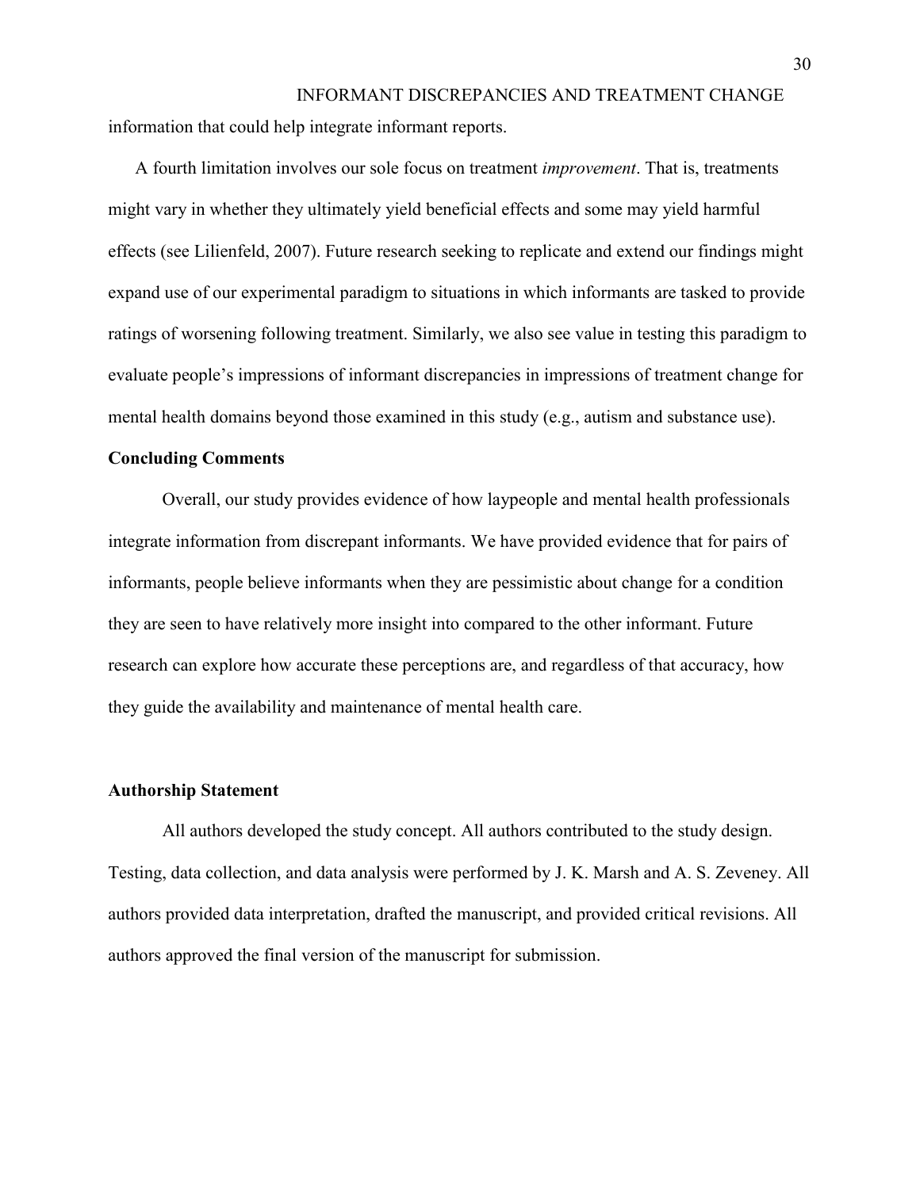information that could help integrate informant reports.

A fourth limitation involves our sole focus on treatment *improvement*. That is, treatments might vary in whether they ultimately yield beneficial effects and some may yield harmful effects (see Lilienfeld, 2007). Future research seeking to replicate and extend our findings might expand use of our experimental paradigm to situations in which informants are tasked to provide ratings of worsening following treatment. Similarly, we also see value in testing this paradigm to evaluate people's impressions of informant discrepancies in impressions of treatment change for mental health domains beyond those examined in this study (e.g., autism and substance use).

## Concluding Comments

Overall, our study provides evidence of how laypeople and mental health professionals integrate information from discrepant informants. We have provided evidence that for pairs of informants, people believe informants when they are pessimistic about change for a condition they are seen to have relatively more insight into compared to the other informant. Future research can explore how accurate these perceptions are, and regardless of that accuracy, how they guide the availability and maintenance of mental health care.

## Authorship Statement

All authors developed the study concept. All authors contributed to the study design. Testing, data collection, and data analysis were performed by J. K. Marsh and A. S. Zeveney. All authors provided data interpretation, drafted the manuscript, and provided critical revisions. All authors approved the final version of the manuscript for submission.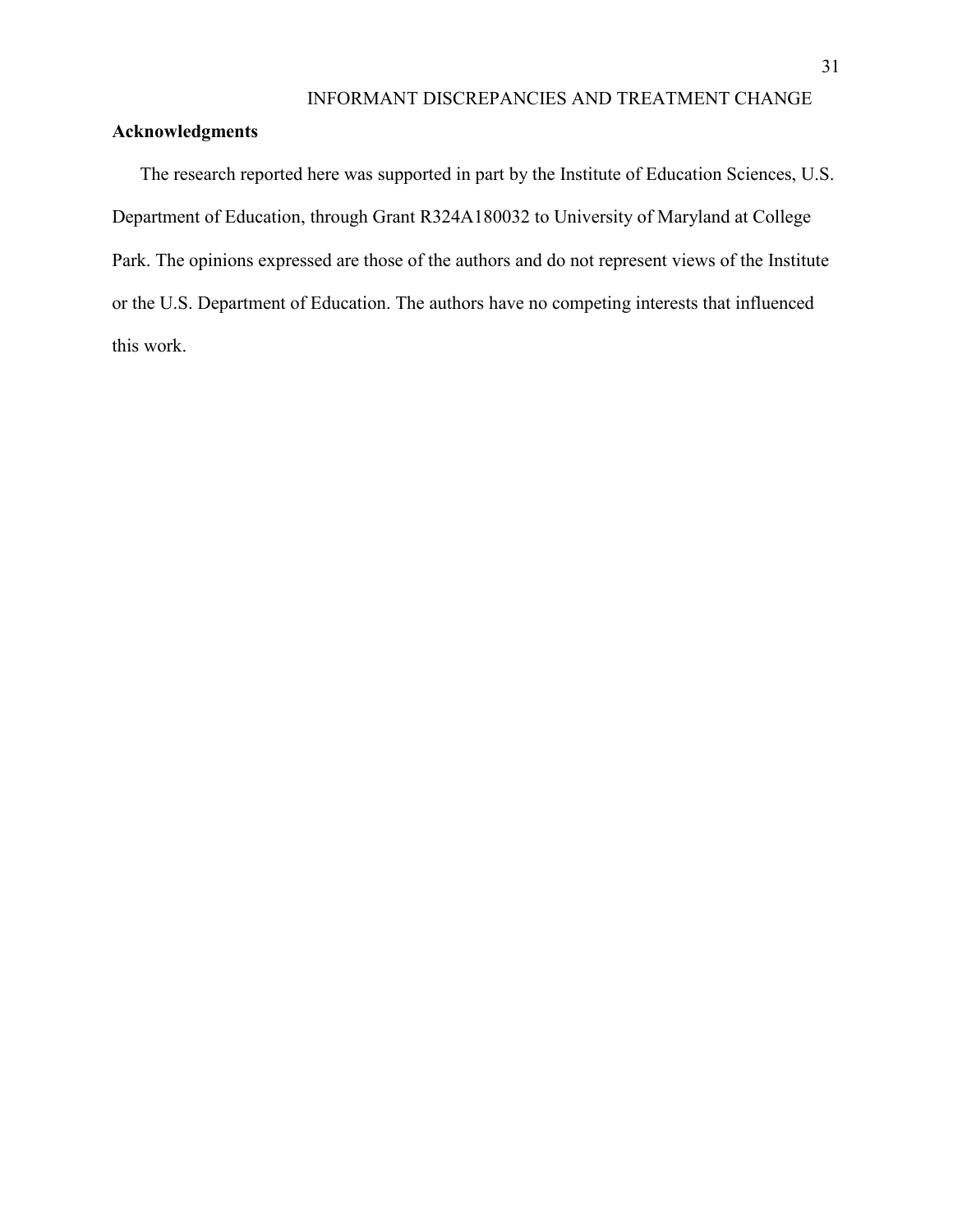## Acknowledgments

The research reported here was supported in part by the Institute of Education Sciences, U.S. Department of Education, through Grant R324A180032 to University of Maryland at College Park. The opinions expressed are those of the authors and do not represent views of the Institute or the U.S. Department of Education. The authors have no competing interests that influenced this work.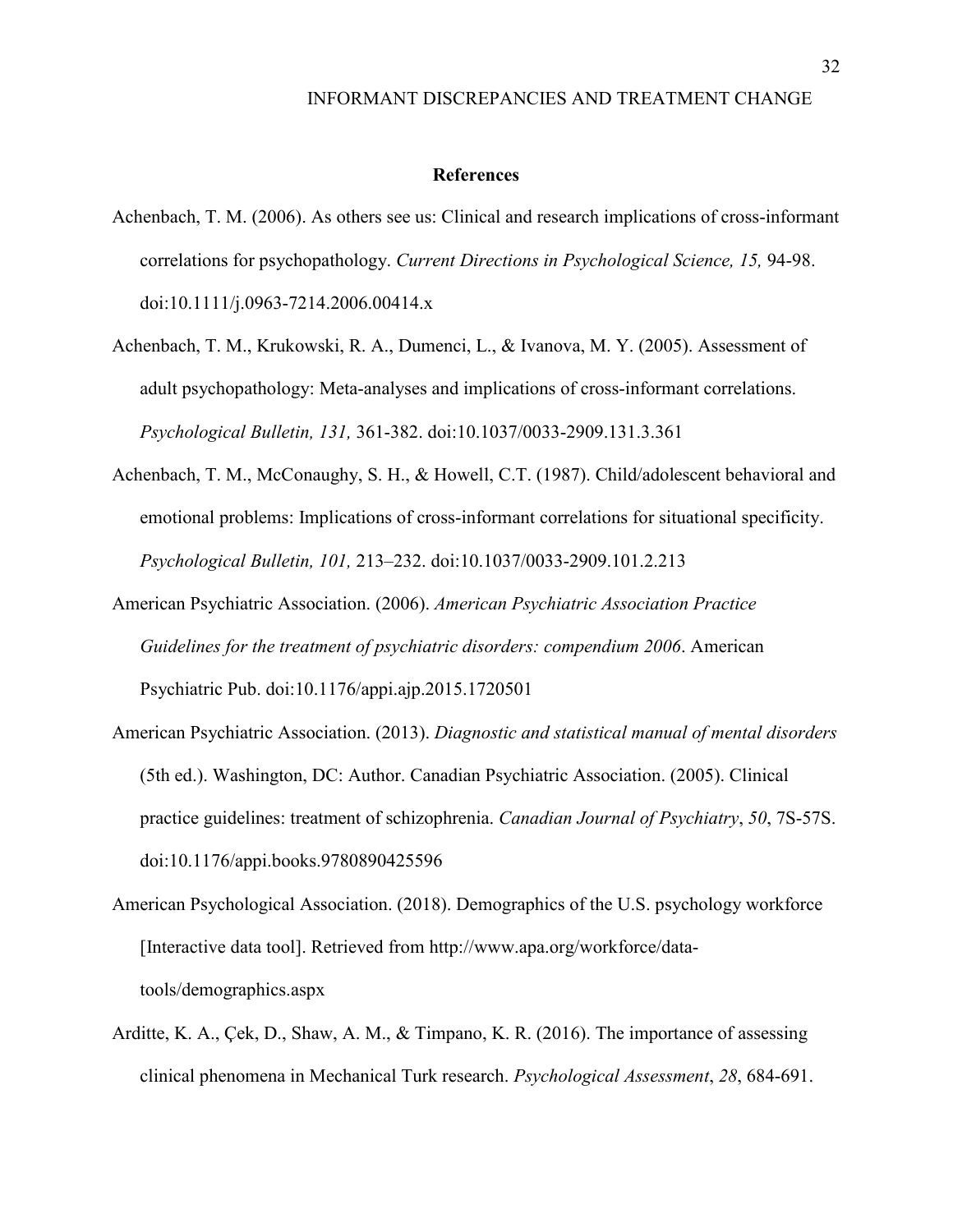# References

Achenbach, T. M. (2006). As others see us: Clinical and research implications of cross-informant correlations for psychopathology. *Current Directions in Psychological Science, 15,* 94-98. doi:10.1111/j.0963-7214.2006.00414.x

Achenbach, T. M., Krukowski, R. A., Dumenci, L., & Ivanova, M. Y. (2005). Assessment of adult psychopathology: Meta-analyses and implications of cross-informant correlations. *Psychological Bulletin, 131,* 361-382. doi:10.1037/0033-2909.131.3.361

Achenbach, T. M., McConaughy, S. H., & Howell, C.T. (1987). Child/adolescent behavioral and emotional problems: Implications of cross-informant correlations for situational specificity. *Psychological Bulletin, 101,* 213–232. doi:10.1037/0033-2909.101.2.213

American Psychiatric Association. (2006). *American Psychiatric Association Practice Guidelines for the treatment of psychiatric disorders: compendium 2006*. American Psychiatric Pub. doi:10.1176/appi.ajp.2015.1720501

American Psychiatric Association. (2013). *Diagnostic and statistical manual of mental disorders* (5th ed.). Washington, DC: Author. Canadian Psychiatric Association. (2005). Clinical practice guidelines: treatment of schizophrenia. *Canadian Journal of Psychiatry*, *50*, 7S-57S. doi:10.1176/appi.books.9780890425596

American Psychological Association. (2018). Demographics of the U.S. psychology workforce [Interactive data tool]. Retrieved from http://www.apa.org/workforce/data-tools/demographics.aspx

Arditte, K. A., Çek, D., Shaw, A. M., & Timpano, K. R. (2016). The importance of assessing clinical phenomena in Mechanical Turk research. *Psychological Assessment*, *28*, 684-691.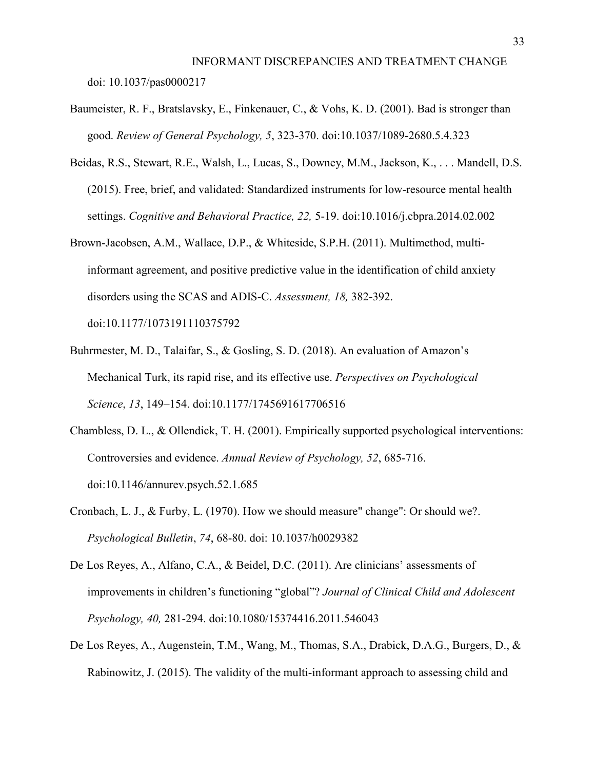doi: 10.1037/pas0000217

Baumeister, R. F., Bratslavsky, E., Finkenauer, C., & Vohs, K. D. (2001). Bad is stronger than good. *Review of General Psychology, 5*, 323-370. doi:10.1037/1089-2680.5.4.323

Beidas, R.S., Stewart, R.E., Walsh, L., Lucas, S., Downey, M.M., Jackson, K., . . . Mandell, D.S. (2015). Free, brief, and validated: Standardized instruments for low-resource mental health settings. *Cognitive and Behavioral Practice, 22,* 5-19. doi:10.1016/j.cbpra.2014.02.002

Brown-Jacobsen, A.M., Wallace, D.P., & Whiteside, S.P.H. (2011). Multimethod, multi-informant agreement, and positive predictive value in the identification of child anxiety disorders using the SCAS and ADIS-C. *Assessment, 18,* 382-392. doi:10.1177/1073191110375792

Buhrmester, M. D., Talaifar, S., & Gosling, S. D. (2018). An evaluation of Amazon's Mechanical Turk, its rapid rise, and its effective use. *Perspectives on Psychological Science*, *13*, 149–154. doi:10.1177/1745691617706516

Chambless, D. L., & Ollendick, T. H. (2001). Empirically supported psychological interventions: Controversies and evidence. *Annual Review of Psychology, 52*, 685-716. doi:10.1146/annurev.psych.52.1.685

Cronbach, L. J., & Furby, L. (1970). How we should measure" change": Or should we?. *Psychological Bulletin*, *74*, 68-80. doi: 10.1037/h0029382

De Los Reyes, A., Alfano, C.A., & Beidel, D.C. (2011). Are clinicians' assessments of improvements in children's functioning "global"? *Journal of Clinical Child and Adolescent Psychology, 40,* 281-294. doi:10.1080/15374416.2011.546043

De Los Reyes, A., Augenstein, T.M., Wang, M., Thomas, S.A., Drabick, D.A.G., Burgers, D., & Rabinowitz, J. (2015). The validity of the multi-informant approach to assessing child and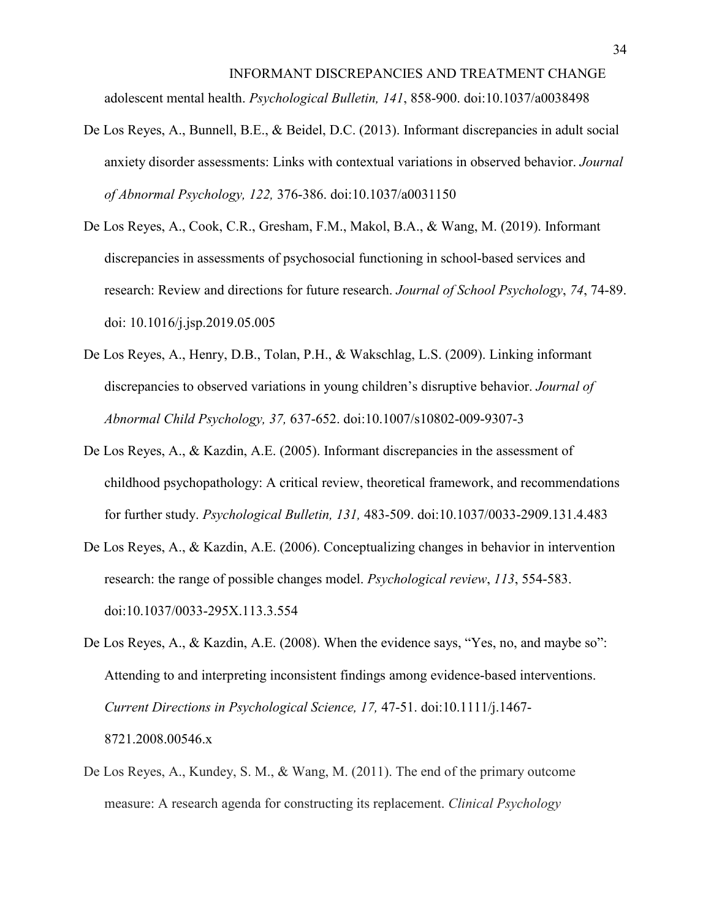adolescent mental health. *Psychological Bulletin, 141*, 858-900. doi:10.1037/a0038498

De Los Reyes, A., Bunnell, B.E., & Beidel, D.C. (2013). Informant discrepancies in adult social anxiety disorder assessments: Links with contextual variations in observed behavior. *Journal of Abnormal Psychology, 122,* 376-386. doi:10.1037/a0031150

De Los Reyes, A., Cook, C.R., Gresham, F.M., Makol, B.A., & Wang, M. (2019). Informant discrepancies in assessments of psychosocial functioning in school-based services and research: Review and directions for future research. *Journal of School Psychology*, *74*, 74-89. doi: 10.1016/j.jsp.2019.05.005

De Los Reyes, A., Henry, D.B., Tolan, P.H., & Wakschlag, L.S. (2009). Linking informant discrepancies to observed variations in young children's disruptive behavior. *Journal of Abnormal Child Psychology, 37,* 637-652. doi:10.1007/s10802-009-9307-3

De Los Reyes, A., & Kazdin, A.E. (2005). Informant discrepancies in the assessment of childhood psychopathology: A critical review, theoretical framework, and recommendations for further study. *Psychological Bulletin, 131,* 483-509. doi:10.1037/0033-2909.131.4.483

De Los Reyes, A., & Kazdin, A.E. (2006). Conceptualizing changes in behavior in intervention research: the range of possible changes model. *Psychological review*, *113*, 554-583. doi:10.1037/0033-295X.113.3.554

De Los Reyes, A., & Kazdin, A.E. (2008). When the evidence says, "Yes, no, and maybe so": Attending to and interpreting inconsistent findings among evidence-based interventions. *Current Directions in Psychological Science, 17,* 47-51. doi:10.1111/j.1467-8721.2008.00546.x

De Los Reyes, A., Kundey, S. M., & Wang, M. (2011). The end of the primary outcome measure: A research agenda for constructing its replacement. *Clinical Psychology*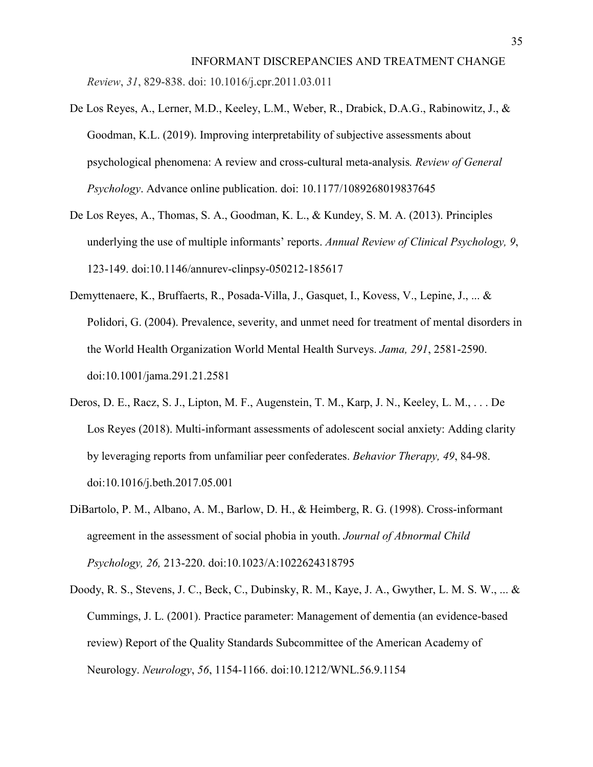*Review*, *31*, 829-838. doi: 10.1016/j.cpr.2011.03.011

De Los Reyes, A., Lerner, M.D., Keeley, L.M., Weber, R., Drabick, D.A.G., Rabinowitz, J., & Goodman, K.L. (2019). Improving interpretability of subjective assessments about psychological phenomena: A review and cross-cultural meta-analysis*. Review of General Psychology*. Advance online publication. doi: 10.1177/1089268019837645

De Los Reyes, A., Thomas, S. A., Goodman, K. L., & Kundey, S. M. A. (2013). Principles underlying the use of multiple informants' reports. *Annual Review of Clinical Psychology, 9*, 123-149. doi:10.1146/annurev-clinpsy-050212-185617

Demyttenaere, K., Bruffaerts, R., Posada-Villa, J., Gasquet, I., Kovess, V., Lepine, J., ... & Polidori, G. (2004). Prevalence, severity, and unmet need for treatment of mental disorders in the World Health Organization World Mental Health Surveys. *Jama, 291*, 2581-2590. doi:10.1001/jama.291.21.2581

Deros, D. E., Racz, S. J., Lipton, M. F., Augenstein, T. M., Karp, J. N., Keeley, L. M., . . . De Los Reyes (2018). Multi-informant assessments of adolescent social anxiety: Adding clarity by leveraging reports from unfamiliar peer confederates. *Behavior Therapy, 49*, 84-98. doi:10.1016/j.beth.2017.05.001

DiBartolo, P. M., Albano, A. M., Barlow, D. H., & Heimberg, R. G. (1998). Cross-informant agreement in the assessment of social phobia in youth. *Journal of Abnormal Child Psychology, 26,* 213-220. doi:10.1023/A:1022624318795

Doody, R. S., Stevens, J. C., Beck, C., Dubinsky, R. M., Kaye, J. A., Gwyther, L. M. S. W., ... & Cummings, J. L. (2001). Practice parameter: Management of dementia (an evidence-based review) Report of the Quality Standards Subcommittee of the American Academy of Neurology. *Neurology*, *56*, 1154-1166. doi:10.1212/WNL.56.9.1154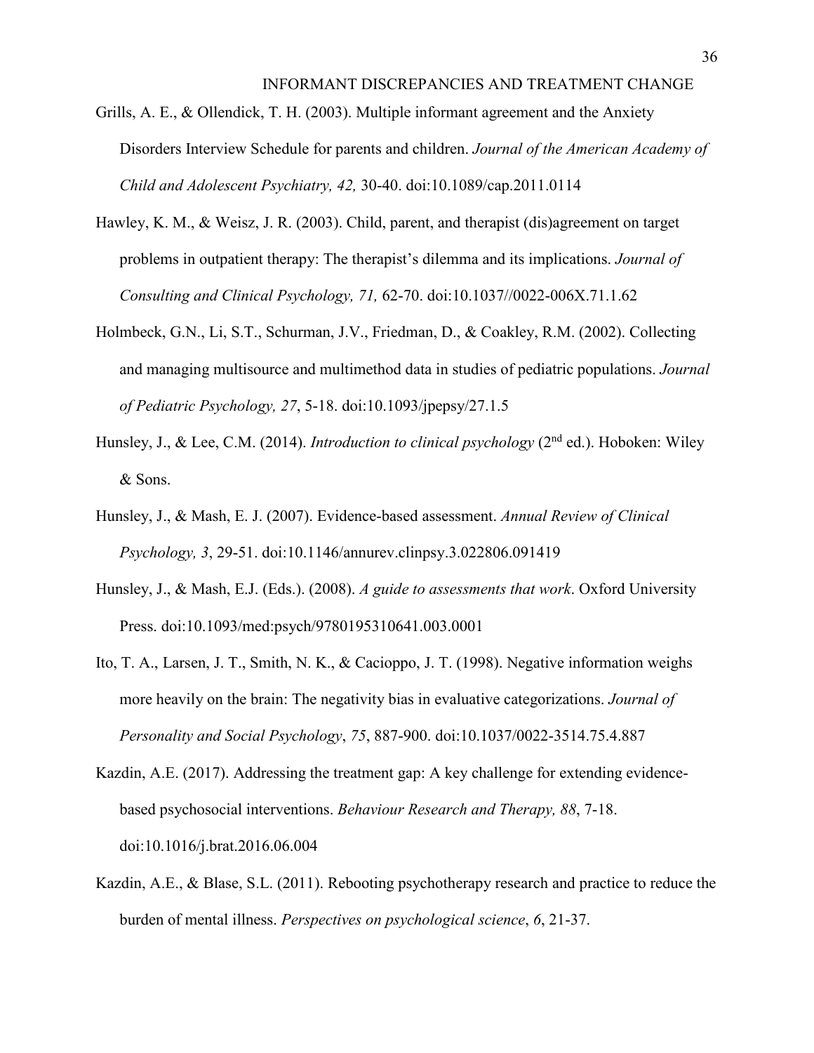Grills, A. E., & Ollendick, T. H. (2003). Multiple informant agreement and the Anxiety Disorders Interview Schedule for parents and children. *Journal of the American Academy of Child and Adolescent Psychiatry, 42,* 30-40. doi:10.1089/cap.2011.0114

Hawley, K. M., & Weisz, J. R. (2003). Child, parent, and therapist (dis)agreement on target problems in outpatient therapy: The therapist's dilemma and its implications. *Journal of Consulting and Clinical Psychology, 71,* 62-70. doi:10.1037//0022-006X.71.1.62

Holmbeck, G.N., Li, S.T., Schurman, J.V., Friedman, D., & Coakley, R.M. (2002). Collecting and managing multisource and multimethod data in studies of pediatric populations. *Journal of Pediatric Psychology, 27*, 5-18. doi:10.1093/jpepsy/27.1.5

Hunsley, J., & Lee, C.M. (2014). *Introduction to clinical psychology* (2nd ed.). Hoboken: Wiley & Sons.

Hunsley, J., & Mash, E. J. (2007). Evidence-based assessment. *Annual Review of Clinical Psychology, 3*, 29-51. doi:10.1146/annurev.clinpsy.3.022806.091419

Hunsley, J., & Mash, E.J. (Eds.). (2008). *A guide to assessments that work*. Oxford University Press. doi:10.1093/med:psych/9780195310641.003.0001

Ito, T. A., Larsen, J. T., Smith, N. K., & Cacioppo, J. T. (1998). Negative information weighs more heavily on the brain: The negativity bias in evaluative categorizations. *Journal of Personality and Social Psychology*, *75*, 887-900. doi:10.1037/0022-3514.75.4.887

Kazdin, A.E. (2017). Addressing the treatment gap: A key challenge for extending evidence-based psychosocial interventions. *Behaviour Research and Therapy, 88*, 7-18. doi:10.1016/j.brat.2016.06.004

Kazdin, A.E., & Blase, S.L. (2011). Rebooting psychotherapy research and practice to reduce the burden of mental illness. *Perspectives on psychological science*, *6*, 21-37.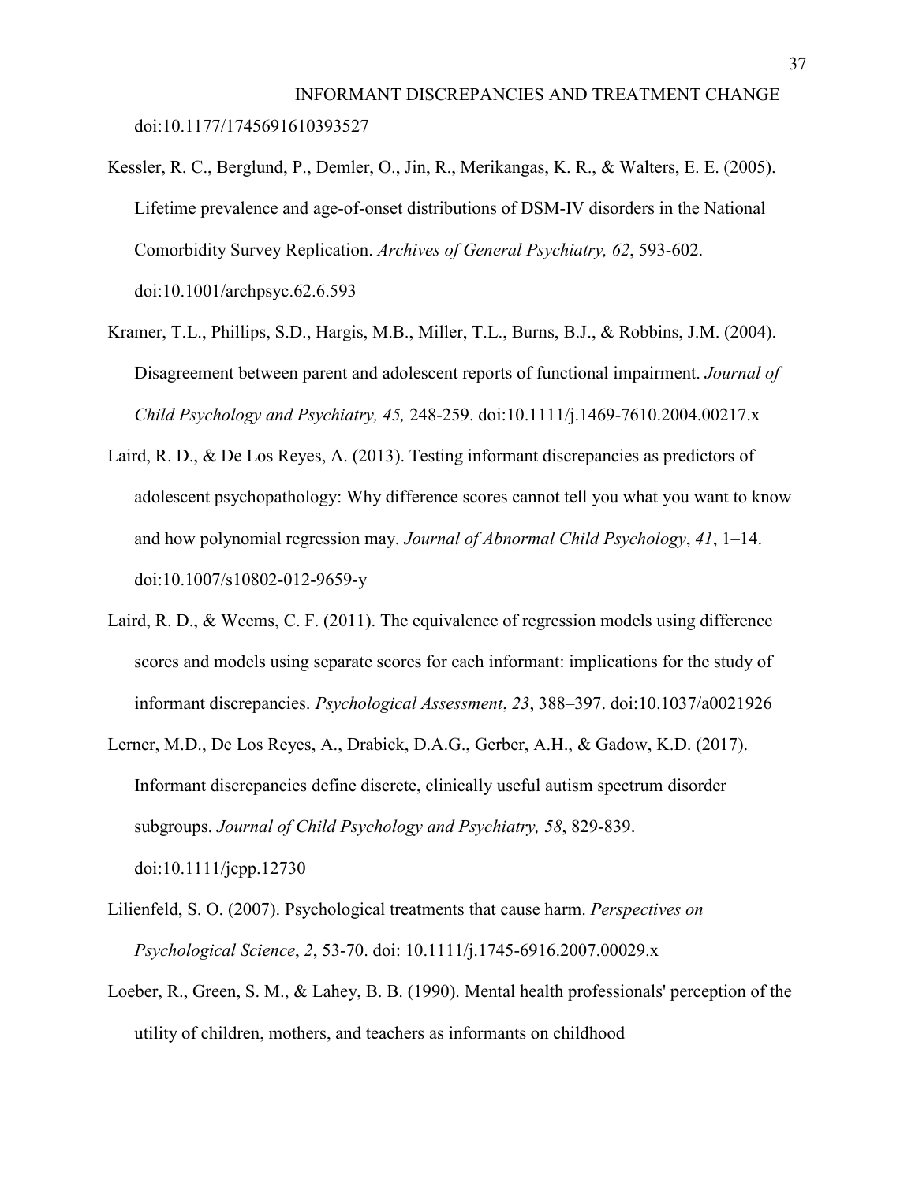doi:10.1177/1745691610393527

Kessler, R. C., Berglund, P., Demler, O., Jin, R., Merikangas, K. R., & Walters, E. E. (2005). Lifetime prevalence and age-of-onset distributions of DSM-IV disorders in the National Comorbidity Survey Replication. *Archives of General Psychiatry, 62*, 593-602. doi:10.1001/archpsyc.62.6.593

Kramer, T.L., Phillips, S.D., Hargis, M.B., Miller, T.L., Burns, B.J., & Robbins, J.M. (2004). Disagreement between parent and adolescent reports of functional impairment. *Journal of Child Psychology and Psychiatry, 45,* 248-259. doi:10.1111/j.1469-7610.2004.00217.x

Laird, R. D., & De Los Reyes, A. (2013). Testing informant discrepancies as predictors of adolescent psychopathology: Why difference scores cannot tell you what you want to know and how polynomial regression may. *Journal of Abnormal Child Psychology*, *41*, 1–14. doi:10.1007/s10802-012-9659-y

Laird, R. D., & Weems, C. F. (2011). The equivalence of regression models using difference scores and models using separate scores for each informant: implications for the study of informant discrepancies. *Psychological Assessment*, *23*, 388–397. doi:10.1037/a0021926

Lerner, M.D., De Los Reyes, A., Drabick, D.A.G., Gerber, A.H., & Gadow, K.D. (2017). Informant discrepancies define discrete, clinically useful autism spectrum disorder subgroups. *Journal of Child Psychology and Psychiatry, 58*, 829-839. doi:10.1111/jcpp.12730

Lilienfeld, S. O. (2007). Psychological treatments that cause harm. *Perspectives on Psychological Science*, *2*, 53-70. doi: 10.1111/j.1745-6916.2007.00029.x

Loeber, R., Green, S. M., & Lahey, B. B. (1990). Mental health professionals' perception of the utility of children, mothers, and teachers as informants on childhood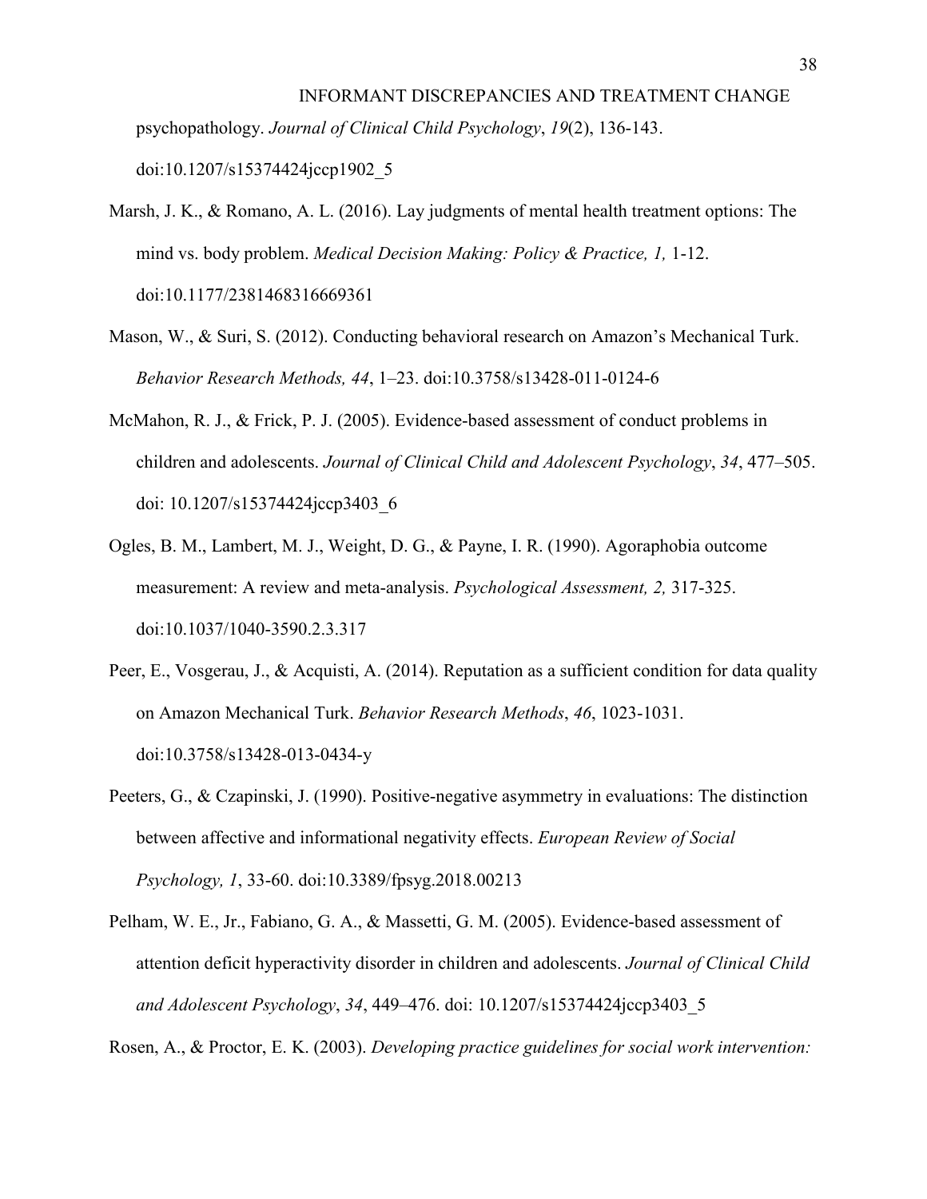psychopathology. *Journal of Clinical Child Psychology*, *19*(2), 136-143. doi:10.1207/s15374424jccp1902_5

Marsh, J. K., & Romano, A. L. (2016). Lay judgments of mental health treatment options: The mind vs. body problem. *Medical Decision Making: Policy & Practice, 1,* 1-12. doi:10.1177/2381468316669361

Mason, W., & Suri, S. (2012). Conducting behavioral research on Amazon's Mechanical Turk. *Behavior Research Methods, 44*, 1–23. doi:10.3758/s13428-011-0124-6

McMahon, R. J., & Frick, P. J. (2005). Evidence-based assessment of conduct problems in children and adolescents. *Journal of Clinical Child and Adolescent Psychology*, *34*, 477–505. doi: 10.1207/s15374424jccp3403_6

Ogles, B. M., Lambert, M. J., Weight, D. G., & Payne, I. R. (1990). Agoraphobia outcome measurement: A review and meta-analysis. *Psychological Assessment, 2,* 317-325. doi:10.1037/1040-3590.2.3.317

Peer, E., Vosgerau, J., & Acquisti, A. (2014). Reputation as a sufficient condition for data quality on Amazon Mechanical Turk. *Behavior Research Methods*, *46*, 1023-1031. doi:10.3758/s13428-013-0434-y

Peeters, G., & Czapinski, J. (1990). Positive-negative asymmetry in evaluations: The distinction between affective and informational negativity effects. *European Review of Social Psychology, 1*, 33-60. doi:10.3389/fpsyg.2018.00213

Pelham, W. E., Jr., Fabiano, G. A., & Massetti, G. M. (2005). Evidence-based assessment of attention deficit hyperactivity disorder in children and adolescents. *Journal of Clinical Child and Adolescent Psychology*, *34*, 449–476. doi: 10.1207/s15374424jccp3403_5

Rosen, A., & Proctor, E. K. (2003). *Developing practice guidelines for social work intervention:*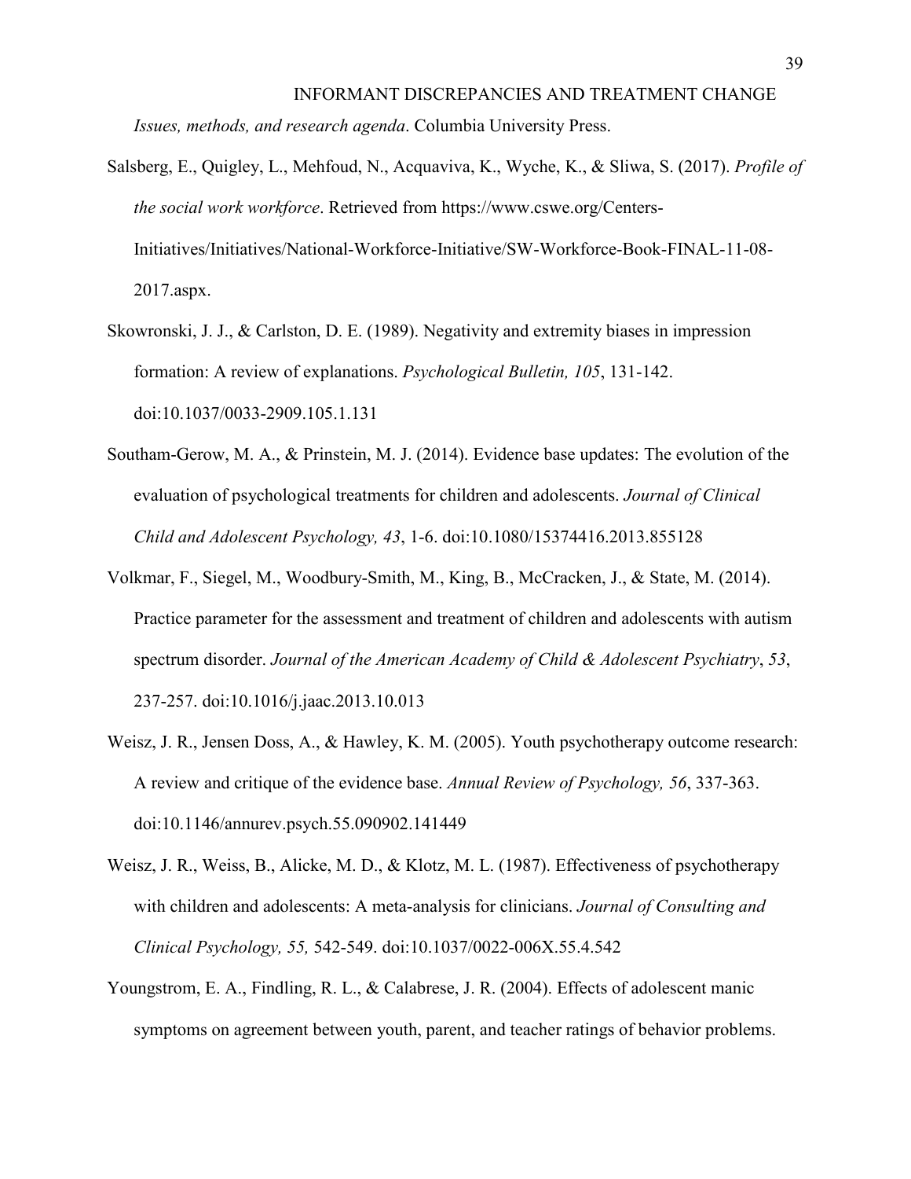*Issues, methods, and research agenda*. Columbia University Press.

Salsberg, E., Quigley, L., Mehfoud, N., Acquaviva, K., Wyche, K., & Sliwa, S. (2017). *Profile of the social work workforce*. Retrieved from https://www.cswe.org/Centers-Initiatives/Initiatives/National-Workforce-Initiative/SW-Workforce-Book-FINAL-11-08-2017.aspx.

Skowronski, J. J., & Carlston, D. E. (1989). Negativity and extremity biases in impression formation: A review of explanations. *Psychological Bulletin, 105*, 131-142. doi:10.1037/0033-2909.105.1.131

Southam-Gerow, M. A., & Prinstein, M. J. (2014). Evidence base updates: The evolution of the evaluation of psychological treatments for children and adolescents. *Journal of Clinical Child and Adolescent Psychology, 43*, 1-6. doi:10.1080/15374416.2013.855128

Volkmar, F., Siegel, M., Woodbury-Smith, M., King, B., McCracken, J., & State, M. (2014). Practice parameter for the assessment and treatment of children and adolescents with autism spectrum disorder. *Journal of the American Academy of Child & Adolescent Psychiatry*, *53*, 237-257. doi:10.1016/j.jaac.2013.10.013

Weisz, J. R., Jensen Doss, A., & Hawley, K. M. (2005). Youth psychotherapy outcome research: A review and critique of the evidence base. *Annual Review of Psychology, 56*, 337-363. doi:10.1146/annurev.psych.55.090902.141449

Weisz, J. R., Weiss, B., Alicke, M. D., & Klotz, M. L. (1987). Effectiveness of psychotherapy with children and adolescents: A meta-analysis for clinicians. *Journal of Consulting and Clinical Psychology, 55,* 542-549. doi:10.1037/0022-006X.55.4.542

Youngstrom, E. A., Findling, R. L., & Calabrese, J. R. (2004). Effects of adolescent manic symptoms on agreement between youth, parent, and teacher ratings of behavior problems.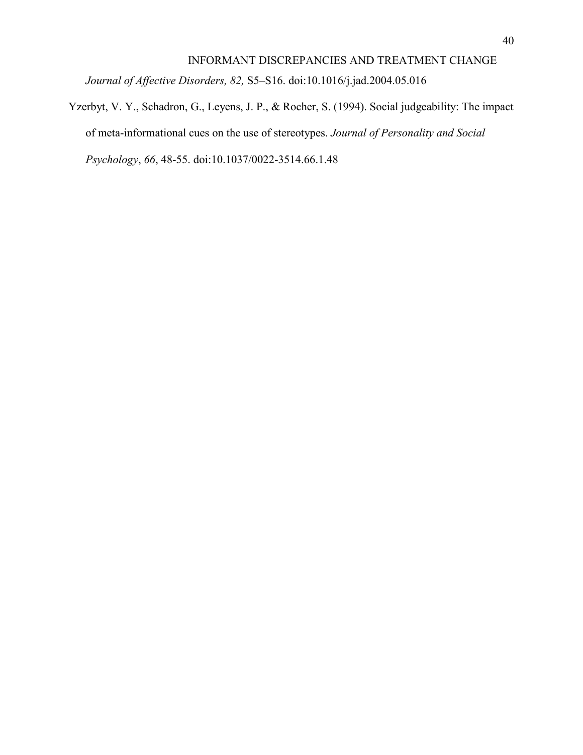*Journal of Affective Disorders, 82,* S5–S16. doi:10.1016/j.jad.2004.05.016

Yzerbyt, V. Y., Schadron, G., Leyens, J. P., & Rocher, S. (1994). Social judgeability: The impact of meta-informational cues on the use of stereotypes. *Journal of Personality and Social Psychology*, *66*, 48-55. doi:10.1037/0022-3514.66.1.48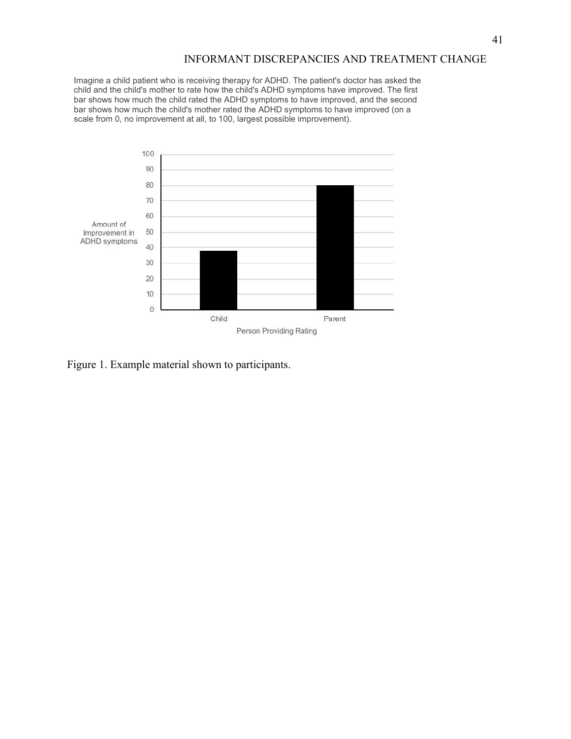Imagine a child patient who is receiving therapy for ADHD. The patient's doctor has asked the child and the child's mother to rate how the child's ADHD symptoms have improved. The first bar shows how much the child rated the ADHD symptoms to have improved, and the second bar shows how much the child's mother rated the ADHD symptoms to have improved (on a scale from 0, no improvement at all, to 100, largest possible improvement).

Figure 1. Example material shown to participants.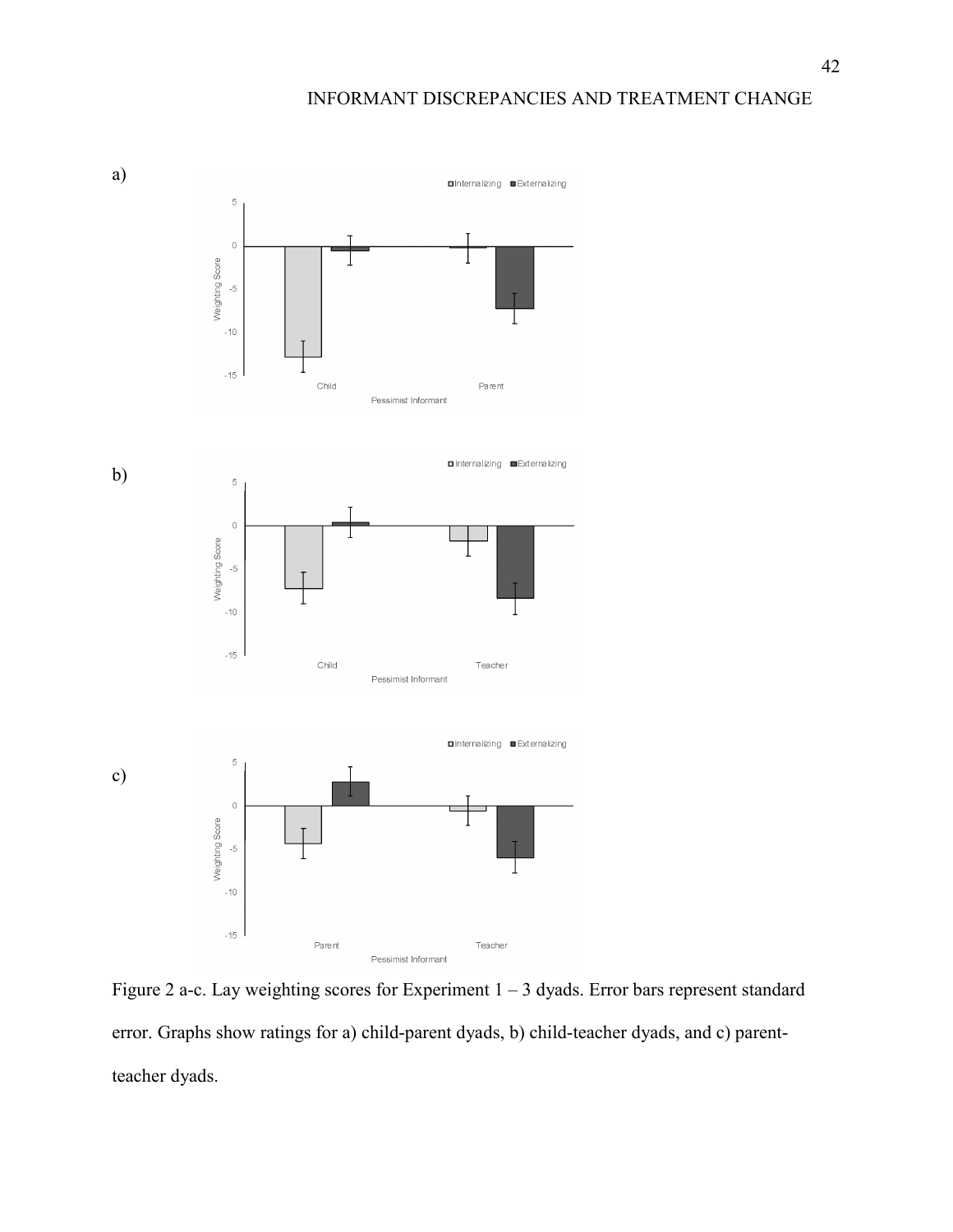a)

b)

c)

Figure 2 a-c. Lay weighting scores for Experiment 1 – 3 dyads. Error bars represent standard error. Graphs show ratings for a) child-parent dyads, b) child-teacher dyads, and c) parent-teacher dyads.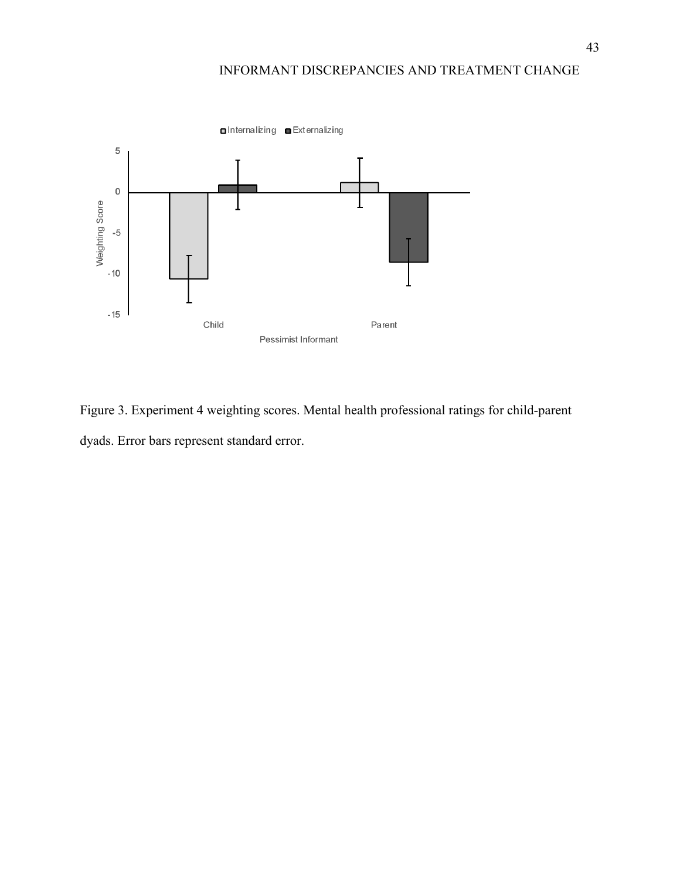Internalizing Externalizing

5

0

-5

-10

-15

Weighting Score

Child

Parent

Pessimist Informant

Figure 3. Experiment 4 weighting scores. Mental health professional ratings for child-parent dyads. Error bars represent standard error.